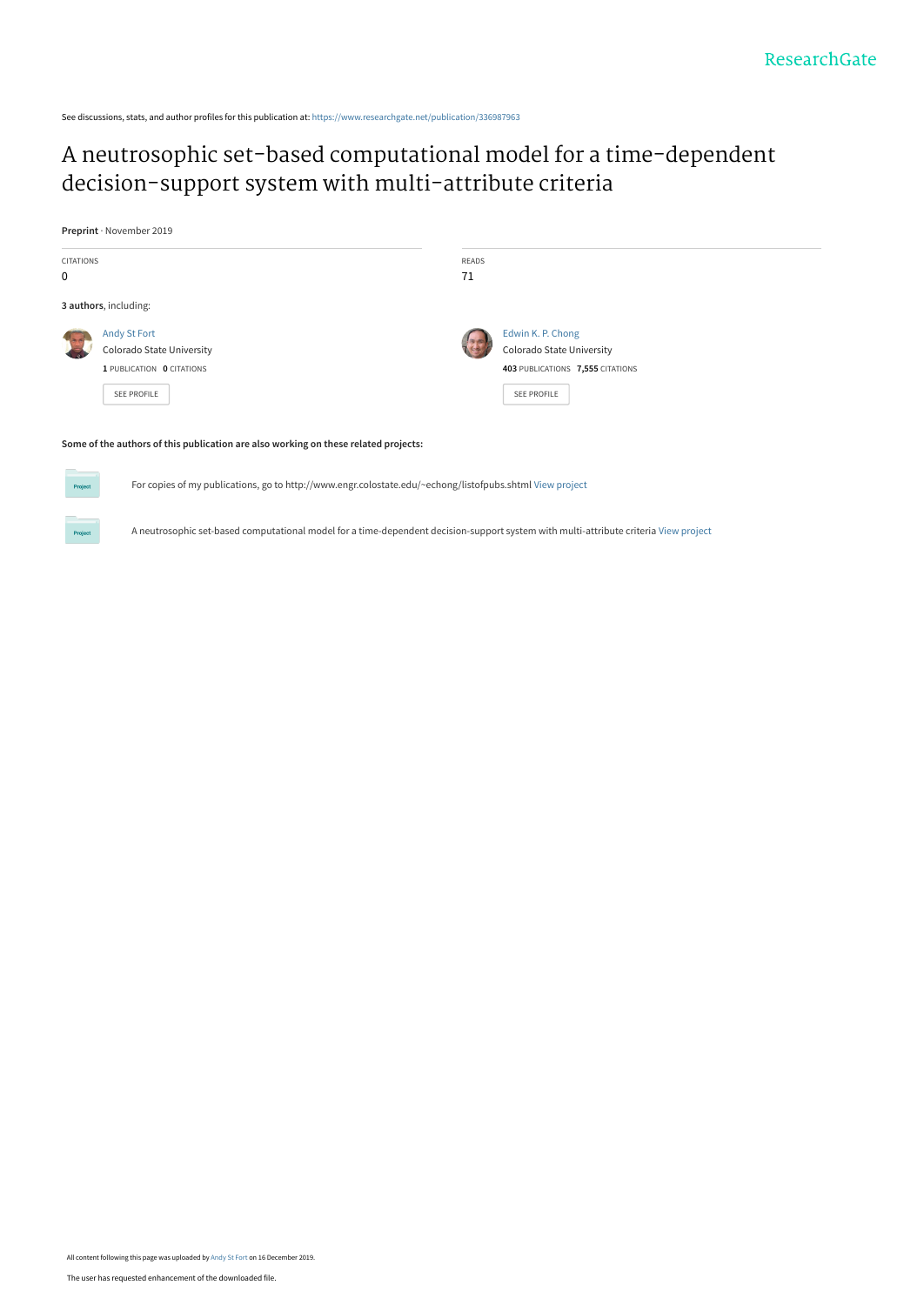See discussions, stats, and author profiles for this publication at: https://www.researchgate.net/publication/336987963

# A neutrosophic set-based computational model for a time-dependent decision-support system with multi-attribute criteria

**Preprint** · November 2019

| CITATIONS | READS |
| --- | --- |
| 0 | 71 |

**3 authors**, including:

Andy St Fort
Colorado State University
**1** PUBLICATION **0** CITATIONS

SEE PROFILE

Edwin K. P. Chong
Colorado State University
**403** PUBLICATIONS **7,555** CITATIONS

SEE PROFILE

**Some of the authors of this publication are also working on these related projects:**

Project: For copies of my publications, go to http://www.engr.colostate.edu/~echong/listofpubs.shtml View project

Project: A neutrosophic set-based computational model for a time-dependent decision-support system with multi-attribute criteria View project

All content following this page was uploaded by Andy St Fort on 16 December 2019.

The user has requested enhancement of the downloaded file.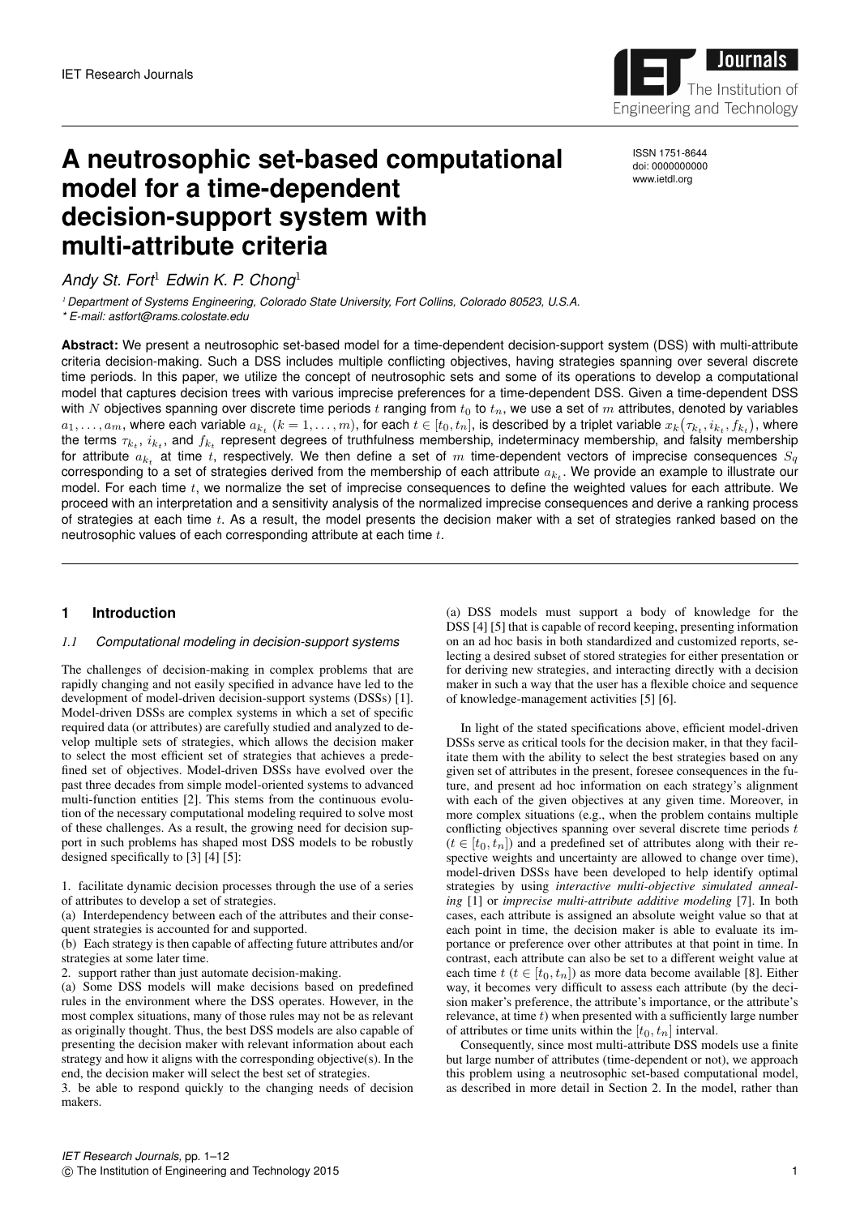# A neutrosophic set-based computational model for a time-dependent decision-support system with multi-attribute criteria

ISSN 1751-8644
doi: 0000000000
www.ietdl.org

*Andy St. Fort*[1] *Edwin K. P. Chong*[1]

[1] Department of Systems Engineering, Colorado State University, Fort Collins, Colorado 80523, U.S.A.
\* E-mail: astfort@rams.colostate.edu

**Abstract:** We present a neutrosophic set-based model for a time-dependent decision-support system (DSS) with multi-attribute criteria decision-making. Such a DSS includes multiple conflicting objectives, having strategies spanning over several discrete time periods. In this paper, we utilize the concept of neutrosophic sets and some of its operations to develop a computational model that captures decision trees with various imprecise preferences for a time-dependent DSS. Given a time-dependent DSS with $N$ objectives spanning over discrete time periods $t$ ranging from $t_0$ to $t_n$, we use a set of $m$ attributes, denoted by variables $a_1, \ldots, a_m$, where each variable $a_{k_t}$ $(k = 1, \ldots, m)$, for each $t \in [t_0, t_n]$, is described by a triplet variable $x_k(\tau_{k_t}, i_{k_t}, f_{k_t})$, where the terms $\tau_{k_t}$, $i_{k_t}$, and $f_{k_t}$ represent degrees of truthfulness membership, indeterminacy membership, and falsity membership for attribute $a_{k_t}$ at time $t$, respectively. We then define a set of $m$ time-dependent vectors of imprecise consequences $S_q$ corresponding to a set of strategies derived from the membership of each attribute $a_{k_t}$. We provide an example to illustrate our model. For each time $t$, we normalize the set of imprecise consequences to define the weighted values for each attribute. We proceed with an interpretation and a sensitivity analysis of the normalized imprecise consequences and derive a ranking process of strategies at each time $t$. As a result, the model presents the decision maker with a set of strategies ranked based on the neutrosophic values of each corresponding attribute at each time $t$.

## 1 Introduction

### 1.1 Computational modeling in decision-support systems

The challenges of decision-making in complex problems that are rapidly changing and not easily specified in advance have led to the development of model-driven decision-support systems (DSSs) [1]. Model-driven DSSs are complex systems in which a set of specific required data (or attributes) are carefully studied and analyzed to develop multiple sets of strategies, which allows the decision maker to select the most efficient set of strategies that achieves a predefined set of objectives. Model-driven DSSs have evolved over the past three decades from simple model-oriented systems to advanced multi-function entities [2]. This stems from the continuous evolution of the necessary computational modeling required to solve most of these challenges. As a result, the growing need for decision support in such problems has shaped most DSS models to be robustly designed specifically to [3] [4] [5]:

1. facilitate dynamic decision processes through the use of a series of attributes to develop a set of strategies.
(a) Interdependency between each of the attributes and their consequent strategies is accounted for and supported.
(b) Each strategy is then capable of affecting future attributes and/or strategies at some later time.
2. support rather than just automate decision-making.
(a) Some DSS models will make decisions based on predefined rules in the environment where the DSS operates. However, in the most complex situations, many of those rules may not be as relevant as originally thought. Thus, the best DSS models are also capable of presenting the decision maker with relevant information about each strategy and how it aligns with the corresponding objective(s). In the end, the decision maker will select the best set of strategies.
3. be able to respond quickly to the changing needs of decision makers.
(a) DSS models must support a body of knowledge for the DSS [4] [5] that is capable of record keeping, presenting information on an ad hoc basis in both standardized and customized reports, selecting a desired subset of stored strategies for either presentation or for deriving new strategies, and interacting directly with a decision maker in such a way that the user has a flexible choice and sequence of knowledge-management activities [5] [6].

In light of the stated specifications above, efficient model-driven DSSs serve as critical tools for the decision maker, in that they facilitate them with the ability to select the best strategies based on any given set of attributes in the present, foresee consequences in the future, and present ad hoc information on each strategy's alignment with each of the given objectives at any given time. Moreover, in more complex situations (e.g., when the problem contains multiple conflicting objectives spanning over several discrete time periods $t$ $(t \in [t_0, t_n])$ and a predefined set of attributes along with their respective weights and uncertainty are allowed to change over time), model-driven DSSs have been developed to help identify optimal strategies by using *interactive multi-objective simulated annealing* [1] or *imprecise multi-attribute additive modeling* [7]. In both cases, each attribute is assigned an absolute weight value so that at each point in time, the decision maker is able to evaluate its importance or preference over other attributes at that point in time. In contrast, each attribute can also be set to a different weight value at each time $t$ $(t \in [t_0, t_n])$ as more data become available [8]. Either way, it becomes very difficult to assess each attribute (by the decision maker's preference, the attribute's importance, or the attribute's relevance, at time $t$) when presented with a sufficiently large number of attributes or time units within the $[t_0, t_n]$ interval.

Consequently, since most multi-attribute DSS models use a finite but large number of attributes (time-dependent or not), we approach this problem using a neutrosophic set-based computational model, as described in more detail in Section 2. In the model, rather than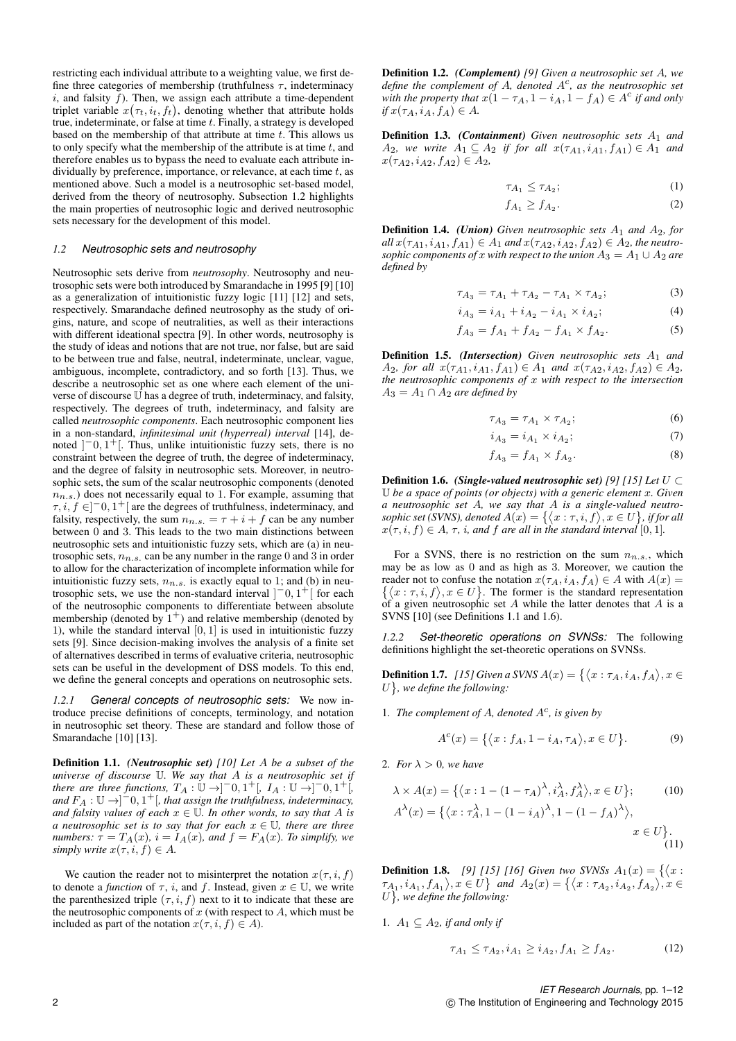restricting each individual attribute to a weighting value, we first define three categories of membership (truthfulness $\tau$, indeterminacy $i$, and falsity $f$). Then, we assign each attribute a time-dependent triplet variable $x(\tau_t, i_t, f_t)$, denoting whether that attribute holds true, indeterminate, or false at time $t$. Finally, a strategy is developed based on the membership of that attribute at time $t$. This allows us to only specify what the membership of the attribute is at time $t$, and therefore enables us to bypass the need to evaluate each attribute individually by preference, importance, or relevance, at each time $t$, as mentioned above. Such a model is a neutrosophic set-based model, derived from the theory of neutrosophy. Subsection 1.2 highlights the main properties of neutrosophic logic and derived neutrosophic sets necessary for the development of this model.

### *1.2 Neutrosophic sets and neutrosophy*

Neutrosophic sets derive from *neutrosophy*. Neutrosophy and neutrosophic sets were both introduced by Smarandache in 1995 [9] [10] as a generalization of intuitionistic fuzzy logic [11] [12] and sets, respectively. Smarandache defined neutrosophy as the study of origins, nature, and scope of neutralities, as well as their interactions with different ideational spectra [9]. In other words, neutrosophy is the study of ideas and notions that are not true, nor false, but are said to be between true and false, neutral, indeterminate, unclear, vague, ambiguous, incomplete, contradictory, and so forth [13]. Thus, we describe a neutrosophic set as one where each element of the universe of discourse $\mathbb{U}$ has a degree of truth, indeterminacy, and falsity, respectively. The degrees of truth, indeterminacy, and falsity are called *neutrosophic components*. Each neutrosophic component lies in a non-standard, *infinitesimal unit (hyperreal) interval* [14], denoted $]^{-}0, 1^{+}[$. Thus, unlike intuitionistic fuzzy sets, there is no constraint between the degree of truth, the degree of indeterminacy, and the degree of falsity in neutrosophic sets. Moreover, in neutrosophic sets, the sum of the scalar neutrosophic components (denoted $n_{n.s.}$) does not necessarily equal to 1. For example, assuming that $\tau, i, f \in ]^{-}0, 1^{+}[$ are the degrees of truthfulness, indeterminacy, and falsity, respectively, the sum $n_{n.s.} = \tau + i + f$ can be any number between 0 and 3. This leads to the two main distinctions between neutrosophic sets and intuitionistic fuzzy sets, which are (a) in neutrosophic sets, $n_{n.s.}$ can be any number in the range 0 and 3 in order to allow for the characterization of incomplete information while for intuitionistic fuzzy sets, $n_{n.s.}$ is exactly equal to 1; and (b) in neutrosophic sets, we use the non-standard interval $]^{-}0, 1^{+}[$ for each of the neutrosophic components to differentiate between absolute membership (denoted by $1^{+}$) and relative membership (denoted by 1), while the standard interval $[0, 1]$ is used in intuitionistic fuzzy sets [9]. Since decision-making involves the analysis of a finite set of alternatives described in terms of evaluative criteria, neutrosophic sets can be useful in the development of DSS models. To this end, we define the general concepts and operations on neutrosophic sets.

#### *1.2.1 General concepts of neutrosophic sets:*

We now introduce precise definitions of concepts, terminology, and notation in neutrosophic set theory. These are standard and follow those of Smarandache [10] [13].

**Definition 1.1.** ***(Neutrosophic set)*** *[10] Let $A$ be a subset of the universe of discourse $\mathbb{U}$. We say that $A$ is a neutrosophic set if there are three functions, $T_A : \mathbb{U} \to ]^{-}0, 1^{+}[$, $I_A : \mathbb{U} \to ]^{-}0, 1^{+}[$, and $F_A : \mathbb{U} \to ]^{-}0, 1^{+}[$, that assign the truthfulness, indeterminacy, and falsity values of each $x \in \mathbb{U}$. In other words, to say that $A$ is a neutrosophic set is to say that for each $x \in \mathbb{U}$, there are three numbers: $\tau = T_A(x)$, $i = I_A(x)$, and $f = F_A(x)$. To simplify, we simply write $x(\tau, i, f) \in A$.*

We caution the reader not to misinterpret the notation $x(\tau, i, f)$ to denote a *function* of $\tau$, $i$, and $f$. Instead, given $x \in \mathbb{U}$, we write the parenthesized triple $(\tau, i, f)$ next to it to indicate that these are the neutrosophic components of $x$ (with respect to $A$, which must be included as part of the notation $x(\tau, i, f) \in A$).

**Definition 1.2.** ***(Complement)*** *[9] Given a neutrosophic set $A$, we define the complement of $A$, denoted $A^c$, as the neutrosophic set with the property that $x(1 - \tau_A, 1 - i_A, 1 - f_A) \in A^c$ if and only if $x(\tau_A, i_A, f_A) \in A$.*

**Definition 1.3.** ***(Containment)*** *Given neutrosophic sets $A_1$ and $A_2$, we write $A_1 \subseteq A_2$ if for all $x(\tau_{A1}, i_{A1}, f_{A1}) \in A_1$ and $x(\tau_{A2}, i_{A2}, f_{A2}) \in A_2$,*

$$\tau_{A_1} \leq \tau_{A_2}; \tag{1}$$

$$f_{A_1} \geq f_{A_2}. \tag{2}$$

**Definition 1.4.** ***(Union)*** *Given neutrosophic sets $A_1$ and $A_2$, for all $x(\tau_{A1}, i_{A1}, f_{A1}) \in A_1$ and $x(\tau_{A2}, i_{A2}, f_{A2}) \in A_2$, the neutrosophic components of $x$ with respect to the union $A_3 = A_1 \cup A_2$ are defined by*

$$\tau_{A_3} = \tau_{A_1} + \tau_{A_2} - \tau_{A_1} \times \tau_{A_2}; \tag{3}$$

$$i_{A_3} = i_{A_1} + i_{A_2} - i_{A_1} \times i_{A_2}; \tag{4}$$

$$f_{A_3} = f_{A_1} + f_{A_2} - f_{A_1} \times f_{A_2}. \tag{5}$$

**Definition 1.5.** ***(Intersection)*** *Given neutrosophic sets $A_1$ and $A_2$, for all $x(\tau_{A1}, i_{A1}, f_{A1}) \in A_1$ and $x(\tau_{A2}, i_{A2}, f_{A2}) \in A_2$, the neutrosophic components of $x$ with respect to the intersection $A_3 = A_1 \cap A_2$ are defined by*

$$\tau_{A_3} = \tau_{A_1} \times \tau_{A_2}; \tag{6}$$

$$i_{A_3} = i_{A_1} \times i_{A_2}; \tag{7}$$

$$f_{A_3} = f_{A_1} \times f_{A_2}. \tag{8}$$

**Definition 1.6.** ***(Single-valued neutrosophic set)*** *[9] [15] Let $U \subset \mathbb{U}$ be a space of points (or objects) with a generic element $x$. Given a neutrosophic set $A$, we say that $A$ is a single-valued neutrosophic set (SVNS), denoted $A(x) = \{\langle x : \tau, i, f \rangle, x \in U\}$, if for all $x(\tau, i, f) \in A$, $\tau$, $i$, and $f$ are all in the standard interval $[0, 1]$.*

For a SVNS, there is no restriction on the sum $n_{n.s.}$, which may be as low as 0 and as high as 3. Moreover, we caution the reader not to confuse the notation $x(\tau_A, i_A, f_A) \in A$ with $A(x) = \{\langle x : \tau, i, f \rangle, x \in U\}$. The former is the standard representation of a given neutrosophic set $A$ while the latter denotes that $A$ is a SVNS [10] (see Definitions 1.1 and 1.6).

#### *1.2.2 Set-theoretic operations on SVNSs:*

The following definitions highlight the set-theoretic operations on SVNSs.

**Definition 1.7.** *[15] Given a SVNS $A(x) = \{\langle x : \tau_A, i_A, f_A \rangle, x \in U\}$, we define the following:*

1. *The complement of $A$, denoted $A^c$, is given by*

$$A^c(x) = \{\langle x : f_A, 1 - i_A, \tau_A \rangle, x \in U\}. \tag{9}$$

2. *For $\lambda > 0$, we have*

$$\lambda \times A(x) = \{\langle x : 1 - (1 - \tau_A)^{\lambda}, i_A^{\lambda}, f_A^{\lambda} \rangle, x \in U\}; \tag{10}$$

$$A^{\lambda}(x) = \{\langle x : \tau_A^{\lambda}, 1 - (1 - i_A)^{\lambda}, 1 - (1 - f_A)^{\lambda} \rangle, x \in U\}. \tag{11}$$

**Definition 1.8.** *[9] [15] [16] Given two SVNSs $A_1(x) = \{\langle x : \tau_{A_1}, i_{A_1}, f_{A_1} \rangle, x \in U\}$ and $A_2(x) = \{\langle x : \tau_{A_2}, i_{A_2}, f_{A_2} \rangle, x \in U\}$, we define the following:*

1. *$A_1 \subseteq A_2$, if and only if*

$$\tau_{A_1} \leq \tau_{A_2}, i_{A_1} \geq i_{A_2}, f_{A_1} \geq f_{A_2}. \tag{12}$$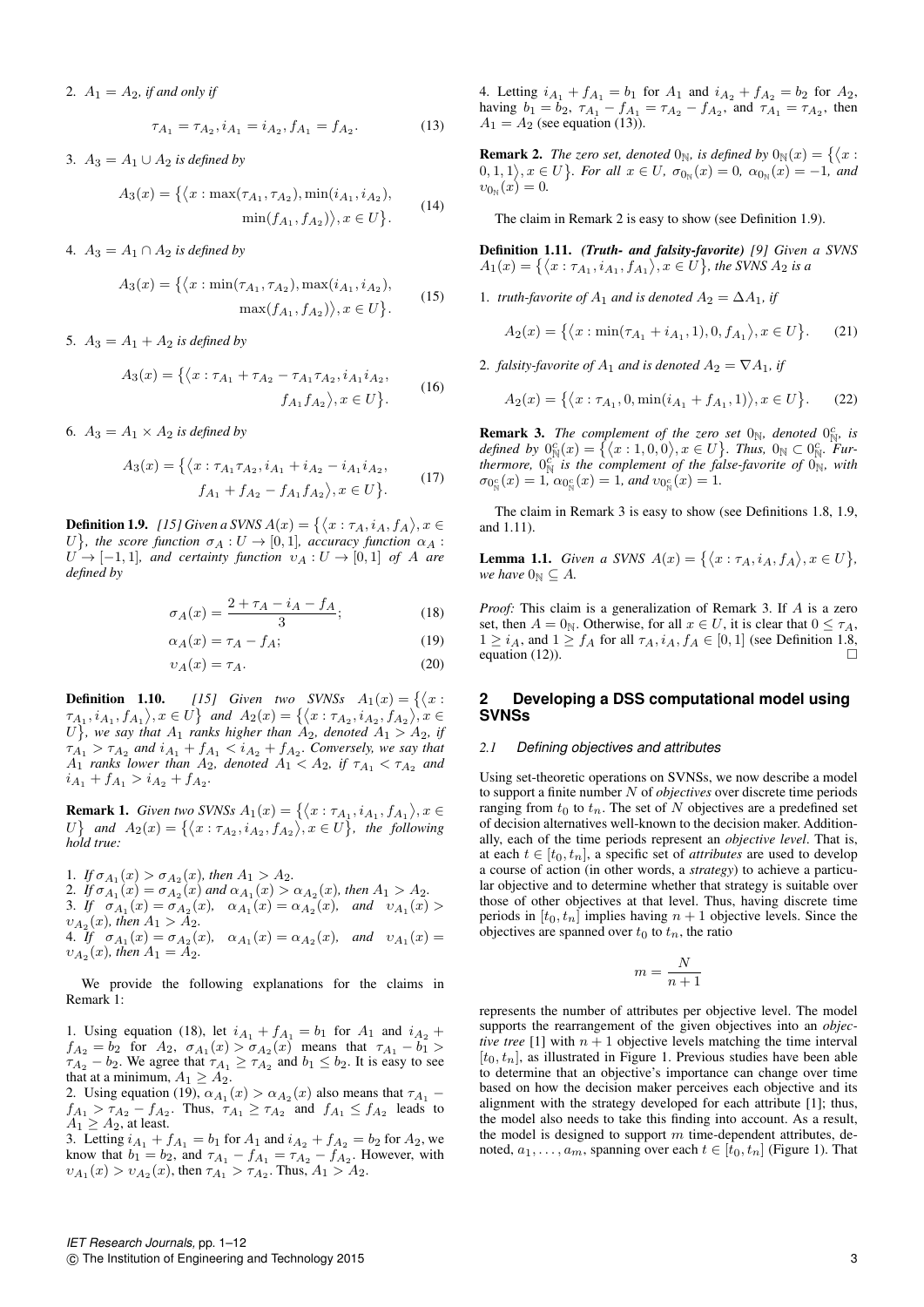2. $A_1 = A_2$, *if and only if*

$$\tau_{A_1} = \tau_{A_2}, i_{A_1} = i_{A_2}, f_{A_1} = f_{A_2}. \tag{13}$$

3. $A_3 = A_1 \cup A_2$ *is defined by*

$$A_3(x) = \{\langle x : \max(\tau_{A_1}, \tau_{A_2}), \min(i_{A_1}, i_{A_2}), \min(f_{A_1}, f_{A_2})\rangle, x \in U\}. \tag{14}$$

4. $A_3 = A_1 \cap A_2$ *is defined by*

$$A_3(x) = \{\langle x : \min(\tau_{A_1}, \tau_{A_2}), \max(i_{A_1}, i_{A_2}), \max(f_{A_1}, f_{A_2})\rangle, x \in U\}. \tag{15}$$

5. $A_3 = A_1 + A_2$ *is defined by*

$$A_3(x) = \{\langle x : \tau_{A_1} + \tau_{A_2} - \tau_{A_1}\tau_{A_2}, i_{A_1}i_{A_2}, f_{A_1}f_{A_2}\rangle, x \in U\}. \tag{16}$$

6. $A_3 = A_1 \times A_2$ *is defined by*

$$A_3(x) = \{\langle x : \tau_{A_1}\tau_{A_2}, i_{A_1} + i_{A_2} - i_{A_1}i_{A_2}, f_{A_1} + f_{A_2} - f_{A_1}f_{A_2}\rangle, x \in U\}. \tag{17}$$

**Definition 1.9.** *[15] Given a SVNS $A(x) = \{\langle x : \tau_A, i_A, f_A\rangle, x \in U\}$, the score function $\sigma_A : U \to [0, 1]$, accuracy function $\alpha_A : U \to [-1, 1]$, and certainty function $\upsilon_A : U \to [0, 1]$ of $A$ are defined by*

$$\sigma_A(x) = \frac{2 + \tau_A - i_A - f_A}{3}; \tag{18}$$

$$\alpha_A(x) = \tau_A - f_A; \tag{19}$$

$$\upsilon_A(x) = \tau_A. \tag{20}$$

**Definition 1.10.** *[15] Given two SVNSs $A_1(x) = \{\langle x : \tau_{A_1}, i_{A_1}, f_{A_1}\rangle, x \in U\}$ and $A_2(x) = \{\langle x : \tau_{A_2}, i_{A_2}, f_{A_2}\rangle, x \in U\}$, we say that $A_1$ ranks higher than $A_2$, denoted $A_1 > A_2$, if $\tau_{A_1} > \tau_{A_2}$ and $i_{A_1} + f_{A_1} < i_{A_2} + f_{A_2}$. Conversely, we say that $A_1$ ranks lower than $A_2$, denoted $A_1 < A_2$, if $\tau_{A_1} < \tau_{A_2}$ and $i_{A_1} + f_{A_1} > i_{A_2} + f_{A_2}$.*

**Remark 1.** *Given two SVNSs $A_1(x) = \{\langle x : \tau_{A_1}, i_{A_1}, f_{A_1}\rangle, x \in U\}$ and $A_2(x) = \{\langle x : \tau_{A_2}, i_{A_2}, f_{A_2}\rangle, x \in U\}$, the following hold true:*

1. *If $\sigma_{A_1}(x) > \sigma_{A_2}(x)$, then $A_1 > A_2$.*
2. *If $\sigma_{A_1}(x) = \sigma_{A_2}(x)$ and $\alpha_{A_1}(x) > \alpha_{A_2}(x)$, then $A_1 > A_2$.*
3. *If $\sigma_{A_1}(x) = \sigma_{A_2}(x)$, $\alpha_{A_1}(x) = \alpha_{A_2}(x)$, and $\upsilon_{A_1}(x) > \upsilon_{A_2}(x)$, then $A_1 > A_2$.*
4. *If $\sigma_{A_1}(x) = \sigma_{A_2}(x)$, $\alpha_{A_1}(x) = \alpha_{A_2}(x)$, and $\upsilon_{A_1}(x) = \upsilon_{A_2}(x)$, then $A_1 = A_2$.*

We provide the following explanations for the claims in Remark 1:

1. Using equation (18), let $i_{A_1} + f_{A_1} = b_1$ for $A_1$ and $i_{A_2} + f_{A_2} = b_2$ for $A_2$, $\sigma_{A_1}(x) > \sigma_{A_2}(x)$ means that $\tau_{A_1} - b_1 > \tau_{A_2} - b_2$. We agree that $\tau_{A_1} \geq \tau_{A_2}$ and $b_1 \leq b_2$. It is easy to see that at a minimum, $A_1 \geq A_2$.
2. Using equation (19), $\alpha_{A_1}(x) > \alpha_{A_2}(x)$ also means that $\tau_{A_1} - f_{A_1} > \tau_{A_2} - f_{A_2}$. Thus, $\tau_{A_1} \geq \tau_{A_2}$ and $f_{A_1} \leq f_{A_2}$ leads to $A_1 \geq A_2$, at least.
3. Letting $i_{A_1} + f_{A_1} = b_1$ for $A_1$ and $i_{A_2} + f_{A_2} = b_2$ for $A_2$, we know that $b_1 = b_2$, and $\tau_{A_1} - f_{A_1} = \tau_{A_2} - f_{A_2}$. However, with $\upsilon_{A_1}(x) > \upsilon_{A_2}(x)$, then $\tau_{A_1} > \tau_{A_2}$. Thus, $A_1 > A_2$.
4. Letting $i_{A_1} + f_{A_1} = b_1$ for $A_1$ and $i_{A_2} + f_{A_2} = b_2$ for $A_2$, having $b_1 = b_2$, $\tau_{A_1} - f_{A_1} = \tau_{A_2} - f_{A_2}$, and $\tau_{A_1} = \tau_{A_2}$, then $A_1 = A_2$ (see equation (13)).

**Remark 2.** *The zero set, denoted $0_{\mathbb{N}}$, is defined by $0_{\mathbb{N}}(x) = \{\langle x : 0, 1, 1\rangle, x \in U\}$. For all $x \in U$, $\sigma_{0_{\mathbb{N}}}(x) = 0$, $\alpha_{0_{\mathbb{N}}}(x) = -1$, and $\upsilon_{0_{\mathbb{N}}}(x) = 0$.*

The claim in Remark 2 is easy to show (see Definition 1.9).

**Definition 1.11.** ***(Truth- and falsity-favorite)*** *[9] Given a SVNS $A_1(x) = \{\langle x : \tau_{A_1}, i_{A_1}, f_{A_1}\rangle, x \in U\}$, the SVNS $A_2$ is a*

1. *truth-favorite of $A_1$ and is denoted $A_2 = \Delta A_1$, if*

$$A_2(x) = \{\langle x : \min(\tau_{A_1} + i_{A_1}, 1), 0, f_{A_1}\rangle, x \in U\}. \tag{21}$$

2. *falsity-favorite of $A_1$ and is denoted $A_2 = \nabla A_1$, if*

$$A_2(x) = \{\langle x : \tau_{A_1}, 0, \min(i_{A_1} + f_{A_1}, 1)\rangle, x \in U\}. \tag{22}$$

**Remark 3.** *The complement of the zero set $0_{\mathbb{N}}$, denoted $0^c_{\mathbb{N}}$, is defined by $0^c_{\mathbb{N}}(x) = \{\langle x : 1, 0, 0\rangle, x \in U\}$. Thus, $0_{\mathbb{N}} \subset 0^c_{\mathbb{N}}$. Furthermore, $0^c_{\mathbb{N}}$ is the complement of the false-favorite of $0_{\mathbb{N}}$, with $\sigma_{0^c_{\mathbb{N}}}(x) = 1$, $\alpha_{0^c_{\mathbb{N}}}(x) = 1$, and $\upsilon_{0^c_{\mathbb{N}}}(x) = 1$.*

The claim in Remark 3 is easy to show (see Definitions 1.8, 1.9, and 1.11).

**Lemma 1.1.** *Given a SVNS $A(x) = \{\langle x : \tau_A, i_A, f_A\rangle, x \in U\}$, we have $0_{\mathbb{N}} \subseteq A$.*

*Proof:* This claim is a generalization of Remark 3. If $A$ is a zero set, then $A = 0_{\mathbb{N}}$. Otherwise, for all $x \in U$, it is clear that $0 \leq \tau_A$, $1 \geq i_A$, and $1 \geq f_A$ for all $\tau_A, i_A, f_A \in [0, 1]$ (see Definition 1.8, equation (12)). □

## 2 Developing a DSS computational model using SVNSs

### 2.1 Defining objectives and attributes

Using set-theoretic operations on SVNSs, we now describe a model to support a finite number $N$ of *objectives* over discrete time periods ranging from $t_0$ to $t_n$. The set of $N$ objectives are a predefined set of decision alternatives well-known to the decision maker. Additionally, each of the time periods represent an *objective level*. That is, at each $t \in [t_0, t_n]$, a specific set of *attributes* are used to develop a course of action (in other words, a *strategy*) to achieve a particular objective and to determine whether that strategy is suitable over those of other objectives at that level. Thus, having discrete time periods in $[t_0, t_n]$ implies having $n + 1$ objective levels. Since the objectives are spanned over $t_0$ to $t_n$, the ratio

$$m = \frac{N}{n + 1}$$

represents the number of attributes per objective level. The model supports the rearrangement of the given objectives into an *objective tree* [1] with $n + 1$ objective levels matching the time interval $[t_0, t_n]$, as illustrated in Figure 1. Previous studies have been able to determine that an objective's importance can change over time based on how the decision maker perceives each objective and its alignment with the strategy developed for each attribute [1]; thus, the model also needs to take this finding into account. As a result, the model is designed to support $m$ time-dependent attributes, denoted, $a_1, \ldots, a_m$, spanning over each $t \in [t_0, t_n]$ (Figure 1). That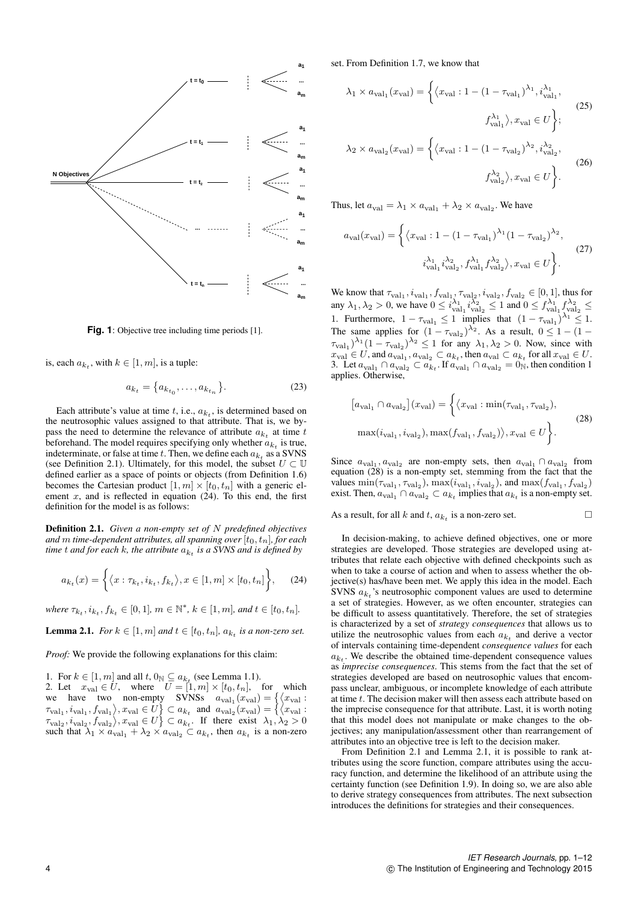**Fig. 1**: Objective tree including time periods [1].

is, each $a_{k_t}$, with $k \in [1, m]$, is a tuple:

$$a_{k_t} = \{a_{k_{t_0}}, \ldots, a_{k_{t_n}}\}. \tag{23}$$

Each attribute's value at time $t$, i.e., $a_{k_t}$, is determined based on the neutrosophic values assigned to that attribute. That is, we bypass the need to determine the relevance of attribute $a_{k_t}$ at time $t$ beforehand. The model requires specifying only whether $a_{k_t}$ is true, indeterminate, or false at time $t$. Then, we define each $a_{k_t}$ as a SVNS (see Definition 2.1). Ultimately, for this model, the subset $U \subset \mathbb{U}$ defined earlier as a space of points or objects (from Definition 1.6) becomes the Cartesian product $[1, m] \times [t_0, t_n]$ with a generic element $x$, and is reflected in equation (24). To this end, the first definition for the model is as follows:

**Definition 2.1.** *Given a non-empty set of $N$ predefined objectives and $m$ time-dependent attributes, all spanning over $[t_0, t_n]$, for each time $t$ and for each $k$, the attribute $a_{k_t}$ is a SVNS and is defined by*

$$a_{k_t}(x) = \left\{ \langle x : \tau_{k_t}, i_{k_t}, f_{k_t} \rangle, x \in [1, m] \times [t_0, t_n] \right\}, \tag{24}$$

*where $\tau_{k_t}, i_{k_t}, f_{k_t} \in [0, 1]$, $m \in \mathbb{N}^*$, $k \in [1, m]$, and $t \in [t_0, t_n]$.*

**Lemma 2.1.** *For $k \in [1, m]$ and $t \in [t_0, t_n]$, $a_{k_t}$ is a non-zero set.*

*Proof:* We provide the following explanations for this claim:

1. For $k \in [1, m]$ and all $t$, $0_{\mathbb{N}} \subseteq a_{k_t}$ (see Lemma 1.1).
2. Let $x_{\text{val}} \in U$, where $U = [1, m] \times [t_0, t_n]$, for which we have two non-empty SVNSs $a_{\text{val}_1}(x_{\text{val}}) = \{\langle x_{\text{val}} : \tau_{\text{val}_1}, i_{\text{val}_1}, f_{\text{val}_1} \rangle, x_{\text{val}} \in U\} \subset a_{k_t}$ and $a_{\text{val}_2}(x_{\text{val}}) = \{\langle x_{\text{val}} : \tau_{\text{val}_2}, i_{\text{val}_2}, f_{\text{val}_2} \rangle, x_{\text{val}} \in U\} \subset a_{k_t}$. If there exist $\lambda_1, \lambda_2 > 0$ such that $\lambda_1 \times a_{\text{val}_1} + \lambda_2 \times a_{\text{val}_2} \subset a_{k_t}$, then $a_{k_t}$ is a non-zero set. From Definition 1.7, we know that

$$\lambda_1 \times a_{\text{val}_1}(x_{\text{val}}) = \left\{ \langle x_{\text{val}} : 1 - (1 - \tau_{\text{val}_1})^{\lambda_1}, i_{\text{val}_1}^{\lambda_1}, f_{\text{val}_1}^{\lambda_1} \rangle, x_{\text{val}} \in U \right\}; \tag{25}$$

$$\lambda_2 \times a_{\text{val}_2}(x_{\text{val}}) = \left\{ \langle x_{\text{val}} : 1 - (1 - \tau_{\text{val}_2})^{\lambda_2}, i_{\text{val}_2}^{\lambda_2}, f_{\text{val}_2}^{\lambda_2} \rangle, x_{\text{val}} \in U \right\}. \tag{26}$$

Thus, let $a_{\text{val}} = \lambda_1 \times a_{\text{val}_1} + \lambda_2 \times a_{\text{val}_2}$. We have

$$a_{\text{val}}(x_{\text{val}}) = \left\{ \langle x_{\text{val}} : 1 - (1 - \tau_{\text{val}_1})^{\lambda_1}(1 - \tau_{\text{val}_2})^{\lambda_2}, i_{\text{val}_1}^{\lambda_1} i_{\text{val}_2}^{\lambda_2}, f_{\text{val}_1}^{\lambda_1} f_{\text{val}_2}^{\lambda_2} \rangle, x_{\text{val}} \in U \right\}. \tag{27}$$

We know that $\tau_{\text{val}_1}, i_{\text{val}_1}, f_{\text{val}_1}, \tau_{\text{val}_2}, i_{\text{val}_2}, f_{\text{val}_2} \in [0, 1]$, thus for any $\lambda_1, \lambda_2 > 0$, we have $0 \le i_{\text{val}_1}^{\lambda_1} i_{\text{val}_2}^{\lambda_2} \le 1$ and $0 \le f_{\text{val}_1}^{\lambda_1} f_{\text{val}_2}^{\lambda_2} \le 1$. Furthermore, $1 - \tau_{\text{val}_1} \le 1$ implies that $(1 - \tau_{\text{val}_1})^{\lambda_1} \le 1$. The same applies for $(1 - \tau_{\text{val}_2})^{\lambda_2}$. As a result, $0 \le 1 - (1 - \tau_{\text{val}_1})^{\lambda_1}(1 - \tau_{\text{val}_2})^{\lambda_2} \le 1$ for any $\lambda_1, \lambda_2 > 0$. Now, since with $x_{\text{val}} \in U$, and $a_{\text{val}_1}, a_{\text{val}_2} \subset a_{k_t}$, then $a_{\text{val}} \subset a_{k_t}$ for all $x_{\text{val}} \in U$.
3. Let $a_{\text{val}_1} \cap a_{\text{val}_2} \subset a_{k_t}$. If $a_{\text{val}_1} \cap a_{\text{val}_2} = 0_{\mathbb{N}}$, then condition 1 applies. Otherwise,

$$[a_{\text{val}_1} \cap a_{\text{val}_2}](x_{\text{val}}) = \left\{ \langle x_{\text{val}} : \min(\tau_{\text{val}_1}, \tau_{\text{val}_2}), \max(i_{\text{val}_1}, i_{\text{val}_2}), \max(f_{\text{val}_1}, f_{\text{val}_2}) \rangle, x_{\text{val}} \in U \right\}. \tag{28}$$

Since $a_{\text{val}_1}, a_{\text{val}_2}$ are non-empty sets, then $a_{\text{val}_1} \cap a_{\text{val}_2}$ from equation (28) is a non-empty set, stemming from the fact that the values $\min(\tau_{\text{val}_1}, \tau_{\text{val}_2})$, $\max(i_{\text{val}_1}, i_{\text{val}_2})$, and $\max(f_{\text{val}_1}, f_{\text{val}_2})$ exist. Then, $a_{\text{val}_1} \cap a_{\text{val}_2} \subset a_{k_t}$ implies that $a_{k_t}$ is a non-empty set.

As a result, for all $k$ and $t$, $a_{k_t}$ is a non-zero set. □

In decision-making, to achieve defined objectives, one or more strategies are developed. Those strategies are developed using attributes that relate each objective with defined checkpoints such as when to take a course of action and when to assess whether the objective(s) has/have been met. We apply this idea in the model. Each SVNS $a_{k_t}$'s neutrosophic component values are used to determine a set of strategies. However, as we often encounter, strategies can be difficult to assess quantitatively. Therefore, the set of strategies is characterized by a set of *strategy consequences* that allows us to utilize the neutrosophic values from each $a_{k_t}$ and derive a vector of intervals containing time-dependent *consequence values* for each $a_{k_t}$. We describe the obtained time-dependent consequence values as *imprecise consequences*. This stems from the fact that the set of strategies developed are based on neutrosophic values that encompass unclear, ambiguous, or incomplete knowledge of each attribute at time $t$. The decision maker will then assess each attribute based on the imprecise consequence for that attribute. Last, it is worth noting that this model does not manipulate or make changes to the objectives; any manipulation/assessment other than rearrangement of attributes into an objective tree is left to the decision maker.

From Definition 2.1 and Lemma 2.1, it is possible to rank attributes using the score function, compare attributes using the accuracy function, and determine the likelihood of an attribute using the certainty function (see Definition 1.9). In doing so, we are also able to derive strategy consequences from attributes. The next subsection introduces the definitions for strategies and their consequences.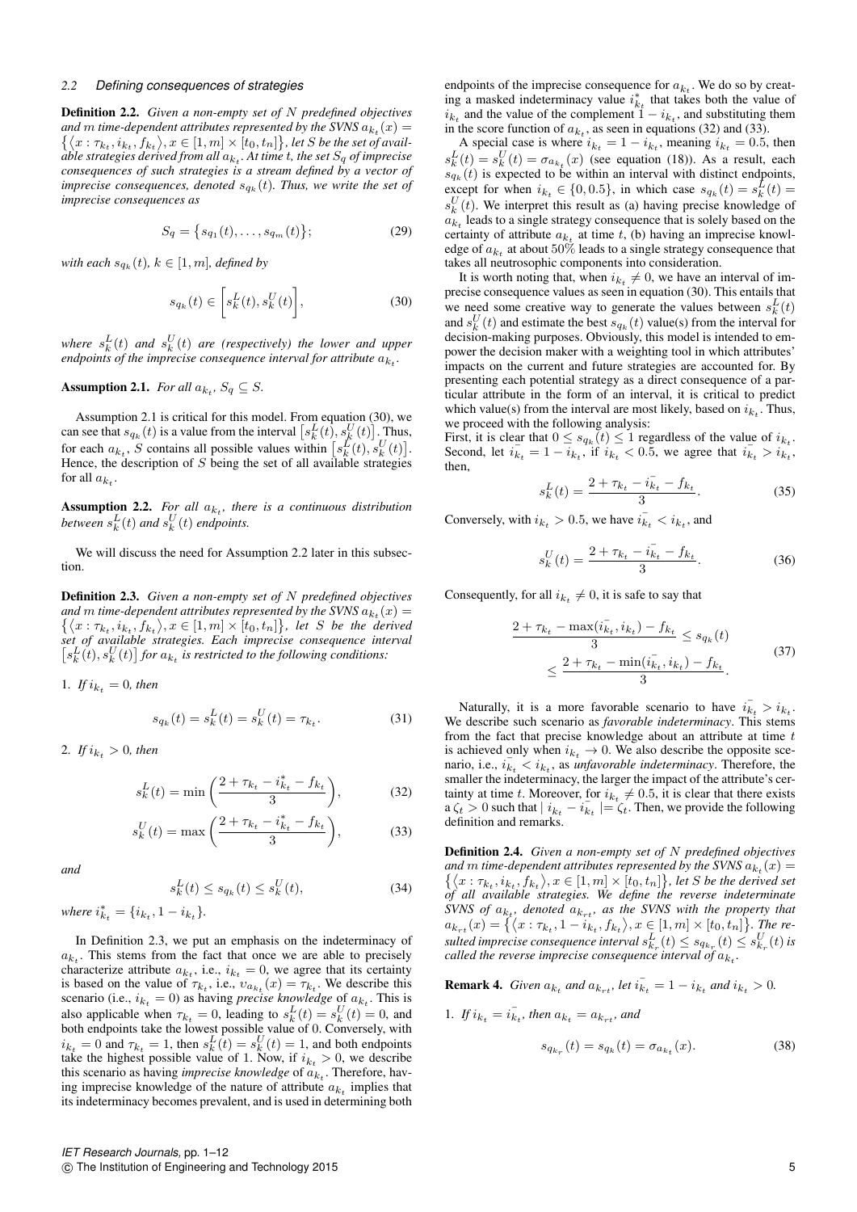### 2.2 Defining consequences of strategies

**Definition 2.2.** *Given a non-empty set of $N$ predefined objectives and $m$ time-dependent attributes represented by the SVNS $a_{k_t}(x) = \{\langle x : \tau_{k_t}, i_{k_t}, f_{k_t} \rangle, x \in [1,m] \times [t_0, t_n]\}$, let $S$ be the set of available strategies derived from all $a_{k_t}$. At time $t$, the set $S_q$ of imprecise consequences of such strategies is a stream defined by a vector of imprecise consequences, denoted $s_{q_k}(t)$. Thus, we write the set of imprecise consequences as*

$$S_q = \{s_{q_1}(t), \ldots, s_{q_m}(t)\}; \tag{29}$$

*with each $s_{q_k}(t)$, $k \in [1,m]$, defined by*

$$s_{q_k}(t) \in \left[ s_k^L(t), s_k^U(t) \right], \tag{30}$$

*where $s_k^L(t)$ and $s_k^U(t)$ are (respectively) the lower and upper endpoints of the imprecise consequence interval for attribute $a_{k_t}$.*

**Assumption 2.1.** *For all $a_{k_t}$, $S_q \subseteq S$.*

Assumption 2.1 is critical for this model. From equation (30), we can see that $s_{q_k}(t)$ is a value from the interval $\left[s_k^L(t), s_k^U(t)\right]$. Thus, for each $a_{k_t}$, $S$ contains all possible values within $\left[s_k^L(t), s_k^U(t)\right]$. Hence, the description of $S$ being the set of all available strategies for all $a_{k_t}$.

**Assumption 2.2.** *For all $a_{k_t}$, there is a continuous distribution between $s_k^L(t)$ and $s_k^U(t)$ endpoints.*

We will discuss the need for Assumption 2.2 later in this subsection.

**Definition 2.3.** *Given a non-empty set of $N$ predefined objectives and $m$ time-dependent attributes represented by the SVNS $a_{k_t}(x) = \{\langle x : \tau_{k_t}, i_{k_t}, f_{k_t} \rangle, x \in [1,m] \times [t_0, t_n]\}$, let $S$ be the derived set of available strategies. Each imprecise consequence interval $\left[s_k^L(t), s_k^U(t)\right]$ for $a_{k_t}$ is restricted to the following conditions:*

1. *If $i_{k_t} = 0$, then*

$$s_{q_k}(t) = s_k^L(t) = s_k^U(t) = \tau_{k_t}. \tag{31}$$

2. *If $i_{k_t} > 0$, then*

$$s_k^L(t) = \min\left( \frac{2 + \tau_{k_t} - i_{k_t}^* - f_{k_t}}{3} \right), \tag{32}$$

$$s_k^U(t) = \max\left( \frac{2 + \tau_{k_t} - i_{k_t}^* - f_{k_t}}{3} \right), \tag{33}$$

*and*

$$s_k^L(t) \leq s_{q_k}(t) \leq s_k^U(t), \tag{34}$$

*where $i_{k_t}^* = \{i_{k_t}, 1 - i_{k_t}\}$.*

In Definition 2.3, we put an emphasis on the indeterminacy of $a_{k_t}$. This stems from the fact that once we are able to precisely characterize attribute $a_{k_t}$, i.e., $i_{k_t} = 0$, we agree that its certainty is based on the value of $\tau_{k_t}$, i.e., $v_{a_{k_t}}(x) = \tau_{k_t}$. We describe this scenario (i.e., $i_{k_t} = 0$) as having *precise knowledge* of $a_{k_t}$. This is also applicable when $\tau_{k_t} = 0$, leading to $s_k^L(t) = s_k^U(t) = 0$, and both endpoints take the lowest possible value of 0. Conversely, with $i_{k_t} = 0$ and $\tau_{k_t} = 1$, then $s_k^L(t) = s_k^U(t) = 1$, and both endpoints take the highest possible value of 1. Now, if $i_{k_t} > 0$, we describe this scenario as having *imprecise knowledge* of $a_{k_t}$. Therefore, having imprecise knowledge of the nature of attribute $a_{k_t}$ implies that its indeterminacy becomes prevalent, and is used in determining both endpoints of the imprecise consequence for $a_{k_t}$. We do so by creating a masked indeterminacy value $i_{k_t}^*$ that takes both the value of $i_{k_t}$ and the value of the complement $1 - i_{k_t}$, and substituting them in the score function of $a_{k_t}$, as seen in equations (32) and (33).

A special case is where $i_{k_t} = 1 - i_{k_t}$, meaning $i_{k_t} = 0.5$, then $s_k^L(t) = s_k^U(t) = \sigma_{a_{k_t}}(x)$ (see equation (18)). As a result, each $s_{q_k}(t)$ is expected to be within an interval with distinct endpoints, except for when $i_{k_t} \in \{0, 0.5\}$, in which case $s_{q_k}(t) = s_k^L(t) = s_k^U(t)$. We interpret this result as (a) having precise knowledge of $a_{k_t}$ leads to a single strategy consequence that is solely based on the certainty of attribute $a_{k_t}$ at time $t$, (b) having an imprecise knowledge of $a_{k_t}$ at about 50% leads to a single strategy consequence that takes all neutrosophic components into consideration.

It is worth noting that, when $i_{k_t} \neq 0$, we have an interval of imprecise consequence values as seen in equation (30). This entails that we need some creative way to generate the values between $s_k^L(t)$ and $s_k^U(t)$ and estimate the best $s_{q_k}(t)$ value(s) from the interval for decision-making purposes. Obviously, this model is intended to empower the decision maker with a weighting tool in which attributes' impacts on the current and future strategies are accounted for. By presenting each potential strategy as a direct consequence of a particular attribute in the form of an interval, it is critical to predict which value(s) from the interval are most likely, based on $i_{k_t}$. Thus, we proceed with the following analysis:

First, it is clear that $0 \leq s_{q_k}(t) \leq 1$ regardless of the value of $i_{k_t}$. Second, let $\bar{i_{k_t}} = 1 - i_{k_t}$, if $i_{k_t} < 0.5$, we agree that $\bar{i_{k_t}} > i_{k_t}$, then,

$$s_k^L(t) = \frac{2 + \tau_{k_t} - \bar{i_{k_t}} - f_{k_t}}{3}. \tag{35}$$

Conversely, with $i_{k_t} > 0.5$, we have $\bar{i_{k_t}} < i_{k_t}$, and

$$s_k^U(t) = \frac{2 + \tau_{k_t} - \bar{i_{k_t}} - f_{k_t}}{3}. \tag{36}$$

Consequently, for all $i_{k_t} \neq 0$, it is safe to say that

$$\frac{2 + \tau_{k_t} - \max(\bar{i_{k_t}}, i_{k_t}) - f_{k_t}}{3} \leq s_{q_k}(t) \leq \frac{2 + \tau_{k_t} - \min(\bar{i_{k_t}}, i_{k_t}) - f_{k_t}}{3}. \tag{37}$$

Naturally, it is a more favorable scenario to have $\bar{i_{k_t}} > i_{k_t}$. We describe such scenario as *favorable indeterminacy*. This stems from the fact that precise knowledge about an attribute at time $t$ is achieved only when $i_{k_t} \to 0$. We also describe the opposite scenario, i.e., $\bar{i_{k_t}} < i_{k_t}$, as *unfavorable indeterminacy*. Therefore, the smaller the indeterminacy, the larger the impact of the attribute's certainty at time $t$. Moreover, for $i_{k_t} \neq 0.5$, it is clear that there exists a $\zeta_t > 0$ such that $|\, i_{k_t} - \bar{i_{k_t}} \,| = \zeta_t$. Then, we provide the following definition and remarks.

**Definition 2.4.** *Given a non-empty set of $N$ predefined objectives and $m$ time-dependent attributes represented by the SVNS $a_{k_t}(x) = \{\langle x : \tau_{k_t}, i_{k_t}, f_{k_t} \rangle, x \in [1,m] \times [t_0, t_n]\}$, let $S$ be the derived set of all available strategies. We define the reverse indeterminate SVNS of $a_{k_t}$, denoted $a_{k_{rt}}$, as the SVNS with the property that $a_{k_{rt}}(x) = \{\langle x : \tau_{k_t}, 1 - i_{k_t}, f_{k_t} \rangle, x \in [1,m] \times [t_0, t_n]\}$. The resulted imprecise consequence interval $s_{k_r}^L(t) \leq s_{q_{k_r}}(t) \leq s_{k_r}^U(t)$ is called the reverse imprecise consequence interval of $a_{k_t}$.*

**Remark 4.** *Given $a_{k_t}$ and $a_{k_{rt}}$, let $\bar{i_{k_t}} = 1 - i_{k_t}$ and $i_{k_t} > 0$.*

1. *If $i_{k_t} = \bar{i_{k_t}}$, then $a_{k_t} = a_{k_{rt}}$, and*

$$s_{q_{k_r}}(t) = s_{q_k}(t) = \sigma_{a_{k_t}}(x). \tag{38}$$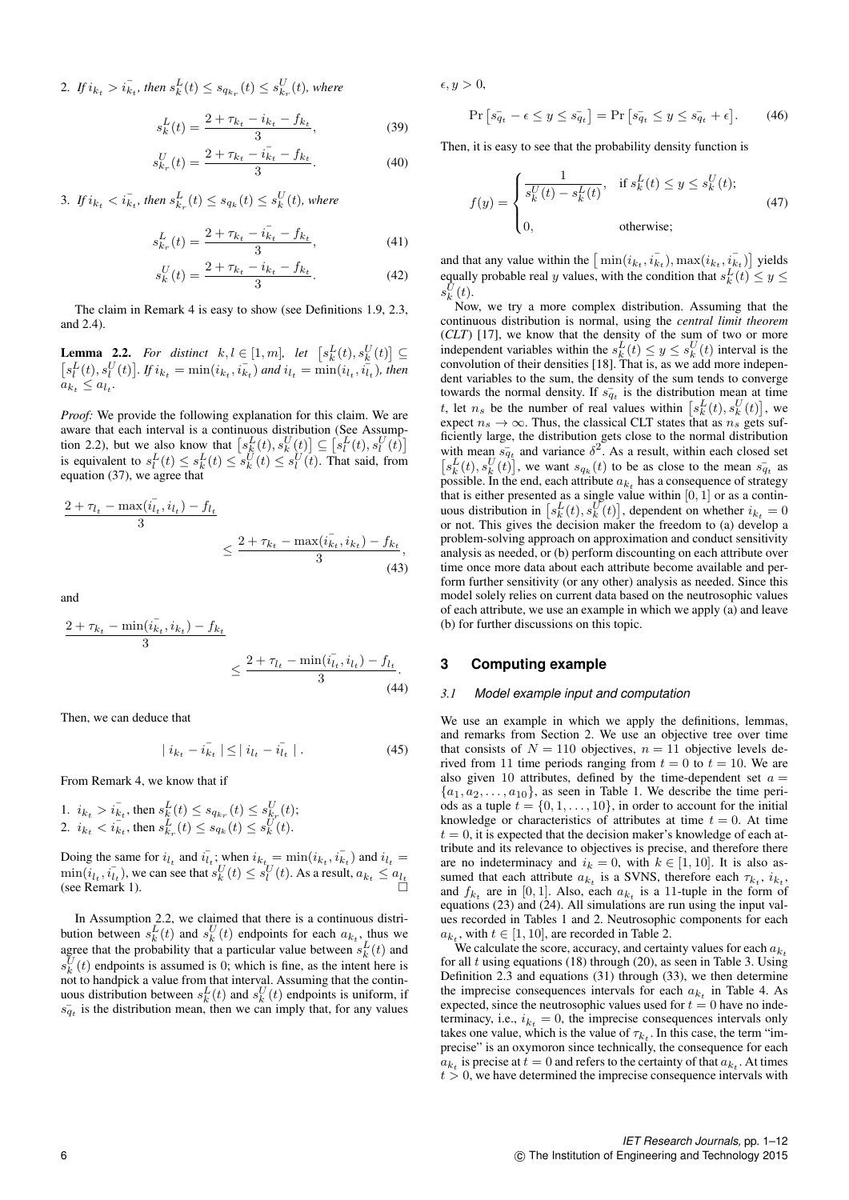2. *If $i_{k_t} > \bar{i_{k_t}}$, then $s_k^L(t) \leq s_{q_{k_r}}(t) \leq s_{k_r}^U(t)$, where*

$$s_k^L(t) = \frac{2 + \tau_{k_t} - i_{k_t} - f_{k_t}}{3}, \tag{39}$$

$$s_{k_r}^U(t) = \frac{2 + \tau_{k_t} - \bar{i_{k_t}} - f_{k_t}}{3}. \tag{40}$$

3. *If $i_{k_t} < \bar{i_{k_t}}$, then $s_{k_r}^L(t) \leq s_{q_k}(t) \leq s_k^U(t)$, where*

$$s_{k_r}^L(t) = \frac{2 + \tau_{k_t} - \bar{i_{k_t}} - f_{k_t}}{3}, \tag{41}$$

$$s_k^U(t) = \frac{2 + \tau_{k_t} - i_{k_t} - f_{k_t}}{3}. \tag{42}$$

The claim in Remark 4 is easy to show (see Definitions 1.9, 2.3, and 2.4).

**Lemma 2.2.** *For distinct $k, l \in [1, m]$, let $\left[s_k^L(t), s_k^U(t)\right] \subseteq \left[s_l^L(t), s_l^U(t)\right]$. If $i_{k_t} = \min(i_{k_t}, \bar{i_{k_t}})$ and $i_{l_t} = \min(i_{l_t}, \bar{i_{l_t}})$, then $a_{k_t} \leq a_{l_t}$.*

*Proof:* We provide the following explanation for this claim. We are aware that each interval is a continuous distribution (See Assumption 2.2), but we also know that $\left[s_k^L(t), s_k^U(t)\right] \subseteq \left[s_l^L(t), s_l^U(t)\right]$ is equivalent to $s_l^L(t) \leq s_k^L(t) \leq s_k^U(t) \leq s_l^U(t)$. That said, from equation (37), we agree that

$$\frac{2 + \tau_{l_t} - \max(\bar{i_{l_t}}, i_{l_t}) - f_{l_t}}{3} \leq \frac{2 + \tau_{k_t} - \max(\bar{i_{k_t}}, i_{k_t}) - f_{k_t}}{3}, \tag{43}$$

and

$$\frac{2 + \tau_{k_t} - \min(\bar{i_{k_t}}, i_{k_t}) - f_{k_t}}{3} \leq \frac{2 + \tau_{l_t} - \min(\bar{i_{l_t}}, i_{l_t}) - f_{l_t}}{3}. \tag{44}$$

Then, we can deduce that

$$| \, i_{k_t} - \bar{i_{k_t}} \, | \leq | \, i_{l_t} - \bar{i_{l_t}} \, | \, . \tag{45}$$

From Remark 4, we know that if

1. $i_{k_t} > \bar{i_{k_t}}$, then $s_k^L(t) \leq s_{q_{k_r}}(t) \leq s_{k_r}^U(t)$;
2. $i_{k_t} < \bar{i_{k_t}}$, then $s_{k_r}^L(t) \leq s_{q_k}(t) \leq s_k^U(t)$.

Doing the same for $i_{l_t}$ and $\bar{i_{l_t}}$; when $i_{k_t} = \min(i_{k_t}, \bar{i_{k_t}})$ and $i_{l_t} = \min(i_{l_t}, \bar{i_{l_t}})$, we can see that $s_k^U(t) \leq s_l^U(t)$. As a result, $a_{k_t} \leq a_{l_t}$ (see Remark 1). □

In Assumption 2.2, we claimed that there is a continuous distribution between $s_k^L(t)$ and $s_k^U(t)$ endpoints for each $a_{k_t}$, thus we agree that the probability that a particular value between $s_k^L(t)$ and $s_k^U(t)$ endpoints is assumed is 0; which is fine, as the intent here is not to handpick a value from that interval. Assuming that the continuous distribution between $s_k^L(t)$ and $s_k^U(t)$ endpoints is uniform, if $\bar{s_{q_t}}$ is the distribution mean, then we can imply that, for any values $\epsilon, y > 0$,

$$\Pr\left[\bar{s_{q_t}} - \epsilon \leq y \leq \bar{s_{q_t}}\right] = \Pr\left[\bar{s_{q_t}} \leq y \leq \bar{s_{q_t}} + \epsilon\right]. \tag{46}$$

Then, it is easy to see that the probability density function is

$$f(y) = \begin{cases} \dfrac{1}{s_k^U(t) - s_k^L(t)}, & \text{if } s_k^L(t) \leq y \leq s_k^U(t); \\ 0, & \text{otherwise;} \end{cases} \tag{47}$$

and that any value within the $\left[\min(i_{k_t}, \bar{i_{k_t}}), \max(i_{k_t}, \bar{i_{k_t}})\right]$ yields equally probable real $y$ values, with the condition that $s_k^L(t) \leq y \leq s_k^U(t)$.

Now, we try a more complex distribution. Assuming that the continuous distribution is normal, using the *central limit theorem* (*CLT*) [17], we know that the density of the sum of two or more independent variables within the $s_k^L(t) \leq y \leq s_k^U(t)$ interval is the convolution of their densities [18]. That is, as we add more independent variables to the sum, the density of the sum tends to converge towards the normal density. If $\bar{s_{q_t}}$ is the distribution mean at time $t$, let $n_s$ be the number of real values within $\left[s_k^L(t), s_k^U(t)\right]$, we expect $n_s \to \infty$. Thus, the classical CLT states that as $n_s$ gets sufficiently large, the distribution gets close to the normal distribution with mean $\bar{s_{q_t}}$ and variance $\delta^2$. As a result, within each closed set $\left[s_k^L(t), s_k^U(t)\right]$, we want $s_{q_k}(t)$ to be as close to the mean $\bar{s_{q_t}}$ as possible. In the end, each attribute $a_{k_t}$ has a consequence of strategy that is either presented as a single value within $[0, 1]$ or as a continuous distribution in $\left[s_k^L(t), s_k^U(t)\right]$, dependent on whether $i_{k_t} = 0$ or not. This gives the decision maker the freedom to (a) develop a problem-solving approach on approximation and conduct sensitivity analysis as needed, or (b) perform discounting on each attribute over time once more data about each attribute become available and perform further sensitivity (or any other) analysis as needed. Since this model solely relies on current data based on the neutrosophic values of each attribute, we use an example in which we apply (a) and leave (b) for further discussions on this topic.

## 3 Computing example

### 3.1 Model example input and computation

We use an example in which we apply the definitions, lemmas, and remarks from Section 2. We use an objective tree over time that consists of $N = 110$ objectives, $n = 11$ objective levels derived from 11 time periods ranging from $t = 0$ to $t = 10$. We are also given 10 attributes, defined by the time-dependent set $a = \{a_1, a_2, \ldots, a_{10}\}$, as seen in Table 1. We describe the time periods as a tuple $t = \{0, 1, \ldots, 10\}$, in order to account for the initial knowledge or characteristics of attributes at time $t = 0$. At time $t = 0$, it is expected that the decision maker's knowledge of each attribute and its relevance to objectives is precise, and therefore there are no indeterminacy and $i_k = 0$, with $k \in [1, 10]$. It is also assumed that each attribute $a_{k_t}$ is a SVNS, therefore each $\tau_{k_t}$, $i_{k_t}$, and $f_{k_t}$ are in $[0, 1]$. Also, each $a_{k_t}$ is a 11-tuple in the form of equations (23) and (24). All simulations are run using the input values recorded in Tables 1 and 2. Neutrosophic components for each $a_{k_t}$, with $t \in [1, 10]$, are recorded in Table 2.

We calculate the score, accuracy, and certainty values for each $a_{k_t}$ for all $t$ using equations (18) through (20), as seen in Table 3. Using Definition 2.3 and equations (31) through (33), we then determine the imprecise consequences intervals for each $a_{k_t}$ in Table 4. As expected, since the neutrosophic values used for $t = 0$ have no indeterminacy, i.e., $i_{k_t} = 0$, the imprecise consequences intervals only takes one value, which is the value of $\tau_{k_t}$. In this case, the term "imprecise" is an oxymoron since technically, the consequence for each $a_{k_t}$ is precise at $t = 0$ and refers to the certainty of that $a_{k_t}$. At times $t > 0$, we have determined the imprecise consequence intervals with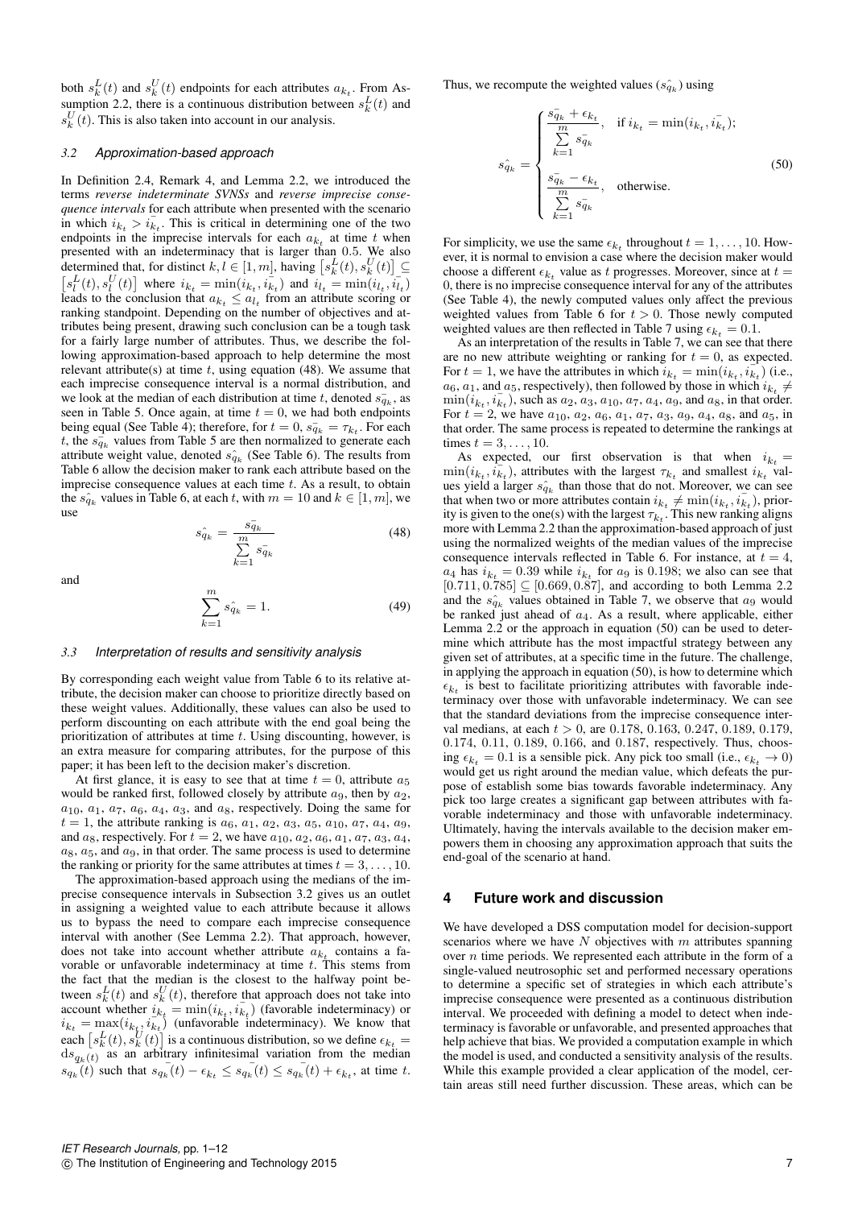both $s_k^L(t)$ and $s_k^U(t)$ endpoints for each attributes $a_{k_t}$. From Assumption 2.2, there is a continuous distribution between $s_k^L(t)$ and $s_k^U(t)$. This is also taken into account in our analysis.

### *3.2 Approximation-based approach*

In Definition 2.4, Remark 4, and Lemma 2.2, we introduced the terms *reverse indeterminate SVNSs* and *reverse imprecise consequence intervals* for each attribute when presented with the scenario in which $i_{k_t} > \bar{i_{k_t}}$. This is critical in determining one of the two endpoints in the imprecise intervals for each $a_{k_t}$ at time $t$ when presented with an indeterminacy that is larger than 0.5. We also determined that, for distinct $k, l \in [1, m]$, having $\left[s_k^L(t), s_k^U(t)\right] \subseteq \left[s_l^L(t), s_l^U(t)\right]$ where $i_{k_t} = \min(i_{k_t}, \bar{i_{k_t}})$ and $i_{l_t} = \min(i_{l_t}, \bar{i_{l_t}})$ leads to the conclusion that $a_{k_t} \leq a_{l_t}$ from an attribute scoring or ranking standpoint. Depending on the number of objectives and attributes being present, drawing such conclusion can be a tough task for a fairly large number of attributes. Thus, we describe the following approximation-based approach to help determine the most relevant attribute(s) at time $t$, using equation (48). We assume that each imprecise consequence interval is a normal distribution, and we look at the median of each distribution at time $t$, denoted $\bar{s_{q_k}}$, as seen in Table 5. Once again, at time $t = 0$, we had both endpoints being equal (See Table 4); therefore, for $t = 0$, $\bar{s_{q_k}} = \tau_{k_t}$. For each $t$, the $\bar{s_{q_k}}$ values from Table 5 are then normalized to generate each attribute weight value, denoted $\hat{s_{q_k}}$ (See Table 6). The results from Table 6 allow the decision maker to rank each attribute based on the imprecise consequence values at each time $t$. As a result, to obtain the $\hat{s_{q_k}}$ values in Table 6, at each $t$, with $m = 10$ and $k \in [1, m]$, we use

$$\hat{s_{q_k}} = \frac{\bar{s_{q_k}}}{\sum_{k=1}^{m} \bar{s_{q_k}}} \tag{48}$$

and

$$\sum_{k=1}^{m} \hat{s_{q_k}} = 1. \tag{49}$$

### *3.3 Interpretation of results and sensitivity analysis*

By corresponding each weight value from Table 6 to its relative attribute, the decision maker can choose to prioritize directly based on these weight values. Additionally, these values can also be used to perform discounting on each attribute with the end goal being the prioritization of attributes at time $t$. Using discounting, however, is an extra measure for comparing attributes, for the purpose of this paper; it has been left to the decision maker's discretion.

At first glance, it is easy to see that at time $t = 0$, attribute $a_5$ would be ranked first, followed closely by attribute $a_9$, then by $a_2$, $a_{10}$, $a_1$, $a_7$, $a_6$, $a_4$, $a_3$, and $a_8$, respectively. Doing the same for $t = 1$, the attribute ranking is $a_6$, $a_1$, $a_2$, $a_3$, $a_5$, $a_{10}$, $a_7$, $a_4$, $a_9$, and $a_8$, respectively. For $t = 2$, we have $a_{10}$, $a_2$, $a_6$, $a_1$, $a_7$, $a_3$, $a_4$, $a_8$, $a_5$, and $a_9$, in that order. The same process is used to determine the ranking or priority for the same attributes at times $t = 3, \ldots, 10$.

The approximation-based approach using the medians of the imprecise consequence intervals in Subsection 3.2 gives us an outlet in assigning a weighted value to each attribute because it allows us to bypass the need to compare each imprecise consequence interval with another (See Lemma 2.2). That approach, however, does not take into account whether attribute $a_{k_t}$ contains a favorable or unfavorable indeterminacy at time $t$. This stems from the fact that the median is the closest to the halfway point between $s_k^L(t)$ and $s_k^U(t)$, therefore that approach does not take into account whether $i_{k_t} = \min(i_{k_t}, \bar{i_{k_t}})$ (favorable indeterminacy) or $i_{k_t} = \max(i_{k_t}, \bar{i_{k_t}})$ (unfavorable indeterminacy). We know that each $\left[s_k^L(t), s_k^U(t)\right]$ is a continuous distribution, so we define $\epsilon_{k_t} = \mathrm{d}s_{q_k(t)}$ as an arbitrary infinitesimal variation from the median $\bar{s_{q_k}}(t)$ such that $\bar{s_{q_k}}(t) - \epsilon_{k_t} \leq \bar{s_{q_k}}(t) \leq \bar{s_{q_k}}(t) + \epsilon_{k_t}$, at time $t$. Thus, we recompute the weighted values ($\hat{s_{q_k}}$) using

$$\hat{s_{q_k}} = \begin{cases} \dfrac{\bar{s_{q_k}} + \epsilon_{k_t}}{\sum_{k=1}^{m} \bar{s_{q_k}}}, & \text{if } i_{k_t} = \min(i_{k_t}, \bar{i_{k_t}}); \\[2ex] \dfrac{\bar{s_{q_k}} - \epsilon_{k_t}}{\sum_{k=1}^{m} \bar{s_{q_k}}}, & \text{otherwise.} \end{cases} \tag{50}$$

For simplicity, we use the same $\epsilon_{k_t}$ throughout $t = 1, \ldots, 10$. However, it is normal to envision a case where the decision maker would choose a different $\epsilon_{k_t}$ value as $t$ progresses. Moreover, since at $t = 0$, there is no imprecise consequence interval for any of the attributes (See Table 4), the newly computed values only affect the previous weighted values from Table 6 for $t > 0$. Those newly computed weighted values are then reflected in Table 7 using $\epsilon_{k_t} = 0.1$.

As an interpretation of the results in Table 7, we can see that there are no new attribute weighting or ranking for $t = 0$, as expected. For $t = 1$, we have the attributes in which $i_{k_t} = \min(i_{k_t}, \bar{i_{k_t}})$ (i.e., $a_6$, $a_1$, and $a_5$, respectively), then followed by those in which $i_{k_t} \neq \min(i_{k_t}, \bar{i_{k_t}})$, such as $a_2$, $a_3$, $a_{10}$, $a_7$, $a_4$, $a_9$, and $a_8$, in that order. For $t = 2$, we have $a_{10}$, $a_2$, $a_6$, $a_1$, $a_7$, $a_3$, $a_9$, $a_4$, $a_8$, and $a_5$, in that order. The same process is repeated to determine the rankings at times $t = 3, \ldots, 10$.

As expected, our first observation is that when $i_{k_t} = \min(i_{k_t}, \bar{i_{k_t}})$, attributes with the largest $\tau_{k_t}$ and smallest $i_{k_t}$ values yield a larger $\hat{s_{q_k}}$ than those that do not. Moreover, we can see that when two or more attributes contain $i_{k_t} \neq \min(i_{k_t}, \bar{i_{k_t}})$, priority is given to the one(s) with the largest $\tau_{k_t}$. This new ranking aligns more with Lemma 2.2 than the approximation-based approach of just using the normalized weights of the median values of the imprecise consequence intervals reflected in Table 6. For instance, at $t = 4$, $a_4$ has $i_{k_t} = 0.39$ while $i_{k_t}$ for $a_9$ is 0.198; we also can see that $[0.711, 0.785] \subseteq [0.669, 0.87]$, and according to both Lemma 2.2 and the $\hat{s_{q_k}}$ values obtained in Table 7, we observe that $a_9$ would be ranked just ahead of $a_4$. As a result, where applicable, either Lemma 2.2 or the approach in equation (50) can be used to determine which attribute has the most impactful strategy between any given set of attributes, at a specific time in the future. The challenge, in applying the approach in equation (50), is how to determine which $\epsilon_{k_t}$ is best to facilitate prioritizing attributes with favorable indeterminacy over those with unfavorable indeterminacy. We can see that the standard deviations from the imprecise consequence interval medians, at each $t > 0$, are 0.178, 0.163, 0.247, 0.189, 0.179, 0.174, 0.11, 0.189, 0.166, and 0.187, respectively. Thus, choosing $\epsilon_{k_t} = 0.1$ is a sensible pick. Any pick too small (i.e., $\epsilon_{k_t} \to 0$) would get us right around the median value, which defeats the purpose of establish some bias towards favorable indeterminacy. Any pick too large creates a significant gap between attributes with favorable indeterminacy and those with unfavorable indeterminacy. Ultimately, having the intervals available to the decision maker empowers them in choosing any approximation approach that suits the end-goal of the scenario at hand.

## 4 Future work and discussion

We have developed a DSS computation model for decision-support scenarios where we have $N$ objectives with $m$ attributes spanning over $n$ time periods. We represented each attribute in the form of a single-valued neutrosophic set and performed necessary operations to determine a specific set of strategies in which each attribute's imprecise consequence were presented as a continuous distribution interval. We proceeded with defining a model to detect when indeterminacy is favorable or unfavorable, and presented approaches that help achieve that bias. We provided a computation example in which the model is used, and conducted a sensitivity analysis of the results. While this example provided a clear application of the model, certain areas still need further discussion. These areas, which can be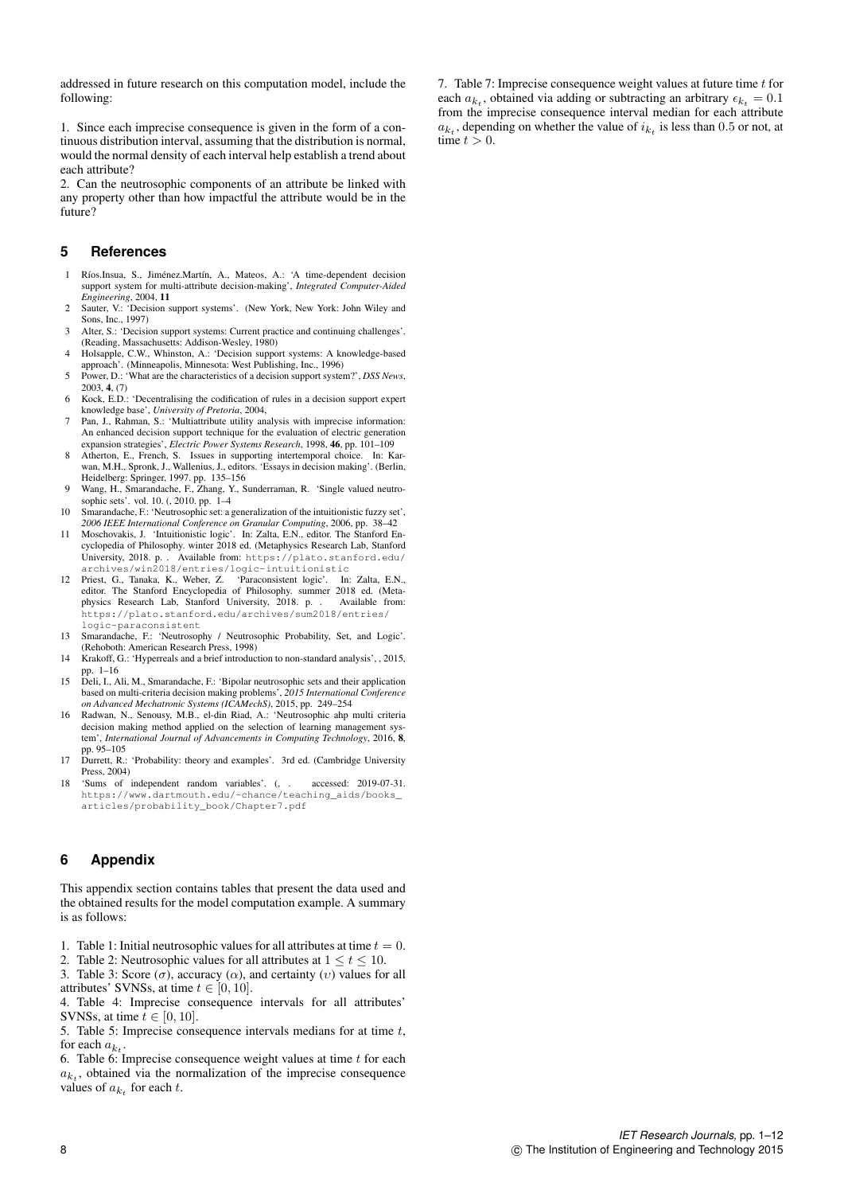addressed in future research on this computation model, include the following:

1. Since each imprecise consequence is given in the form of a continuous distribution interval, assuming that the distribution is normal, would the normal density of each interval help establish a trend about each attribute?
2. Can the neutrosophic components of an attribute be linked with any property other than how impactful the attribute would be in the future?

## 5 References

1 Ríos.Insua, S., Jiménez.Martín, A., Mateos, A.: 'A time-dependent decision support system for multi-attribute decision-making', *Integrated Computer-Aided Engineering*, 2004, **11**
2 Sauter, V.: 'Decision support systems'. (New York, New York: John Wiley and Sons, Inc., 1997)
3 Alter, S.: 'Decision support systems: Current practice and continuing challenges'. (Reading, Massachusetts: Addison-Wesley, 1980)
4 Holsapple, C.W., Whinston, A.: 'Decision support systems: A knowledge-based approach'. (Minneapolis, Minnesota: West Publishing, Inc., 1996)
5 Power, D.: 'What are the characteristics of a decision support system?', *DSS News*, 2003, **4**, (7)
6 Kock, E.D.: 'Decentralising the codification of rules in a decision support expert knowledge base', *University of Pretoria*, 2004,
7 Pan, J., Rahman, S.: 'Multiattribute utility analysis with imprecise information: An enhanced decision support technique for the evaluation of electric generation expansion strategies', *Electric Power Systems Research*, 1998, **46**, pp. 101–109
8 Atherton, E., French, S. Issues in supporting intertemporal choice. In: Karwan, M.H., Spronk, J., Wallenius, J., editors. 'Essays in decision making'. (Berlin, Heidelberg: Springer, 1997. pp. 135–156
9 Wang, H., Smarandache, F., Zhang, Y., Sunderraman, R. 'Single valued neutrosophic sets'. vol. 10. (, 2010. pp. 1–4
10 Smarandache, F.: 'Neutrosophic set: a generalization of the intuitionistic fuzzy set', *2006 IEEE International Conference on Granular Computing*, 2006, pp. 38–42
11 Moschovakis, J. 'Intuitionistic logic'. In: Zalta, E.N., editor. The Stanford Encyclopedia of Philosophy. winter 2018 ed. (Metaphysics Research Lab, Stanford University, 2018. p. . Available from: https://plato.stanford.edu/archives/win2018/entries/logic-intuitionistic
12 Priest, G., Tanaka, K., Weber, Z. 'Paraconsistent logic'. In: Zalta, E.N., editor. The Stanford Encyclopedia of Philosophy. summer 2018 ed. (Metaphysics Research Lab, Stanford University, 2018. p. . Available from: https://plato.stanford.edu/archives/sum2018/entries/logic-paraconsistent
13 Smarandache, F.: 'Neutrosophy / Neutrosophic Probability, Set, and Logic'. (Rehoboth: American Research Press, 1998)
14 Krakoff, G.: 'Hyperreals and a brief introduction to non-standard analysis', , 2015, pp. 1–16
15 Deli, I., Ali, M., Smarandache, F.: 'Bipolar neutrosophic sets and their application based on multi-criteria decision making problems', *2015 International Conference on Advanced Mechatronic Systems (ICAMechS)*, 2015, pp. 249–254
16 Radwan, N., Senousy, M.B., el-din Riad, A.: 'Neutrosophic ahp multi criteria decision making method applied on the selection of learning management system', *International Journal of Advancements in Computing Technology*, 2016, **8**, pp. 95–105
17 Durrett, R.: 'Probability: theory and examples'. 3rd ed. (Cambridge University Press, 2004)
18 'Sums of independent random variables'. (, . accessed: 2019-07-31. https://www.dartmouth.edu/~chance/teaching_aids/books_articles/probability_book/Chapter7.pdf

## 6 Appendix

This appendix section contains tables that present the data used and the obtained results for the model computation example. A summary is as follows:

1. Table 1: Initial neutrosophic values for all attributes at time $t = 0$.
2. Table 2: Neutrosophic values for all attributes at $1 \leq t \leq 10$.
3. Table 3: Score ($\sigma$), accuracy ($\alpha$), and certainty ($\upsilon$) values for all attributes' SVNSs, at time $t \in [0, 10]$.
4. Table 4: Imprecise consequence intervals for all attributes' SVNSs, at time $t \in [0, 10]$.
5. Table 5: Imprecise consequence intervals medians for at time $t$, for each $a_{k_t}$.
6. Table 6: Imprecise consequence weight values at time $t$ for each $a_{k_t}$, obtained via the normalization of the imprecise consequence values of $a_{k_t}$ for each $t$.
7. Table 7: Imprecise consequence weight values at future time $t$ for each $a_{k_t}$, obtained via adding or subtracting an arbitrary $\epsilon_{k_t} = 0.1$ from the imprecise consequence interval median for each attribute $a_{k_t}$, depending on whether the value of $i_{k_t}$ is less than $0.5$ or not, at time $t > 0$.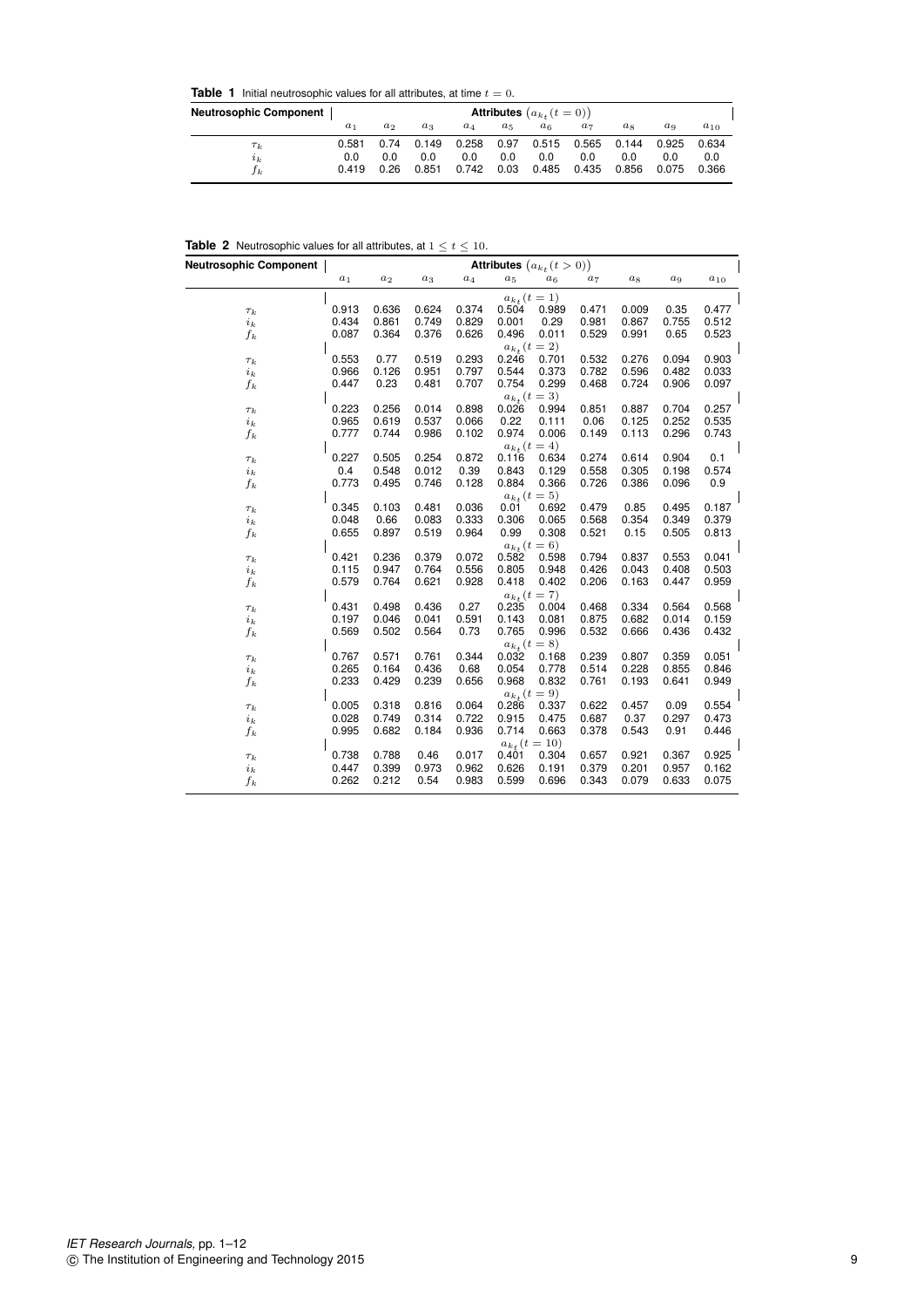**Table 1** Initial neutrosophic values for all attributes, at time $t = 0$.

| Neutrosophic Component | Attributes $(a_{k_t}(t=0))$ | | | | | | | | | |
|---|---|---|---|---|---|---|---|---|---|---|
| | $a_1$ | $a_2$ | $a_3$ | $a_4$ | $a_5$ | $a_6$ | $a_7$ | $a_8$ | $a_9$ | $a_{10}$ |
| $\tau_k$ | 0.581 | 0.74 | 0.149 | 0.258 | 0.97 | 0.515 | 0.565 | 0.144 | 0.925 | 0.634 |
| $i_k$ | 0.0 | 0.0 | 0.0 | 0.0 | 0.0 | 0.0 | 0.0 | 0.0 | 0.0 | 0.0 |
| $f_k$ | 0.419 | 0.26 | 0.851 | 0.742 | 0.03 | 0.485 | 0.435 | 0.856 | 0.075 | 0.366 |

**Table 2** Neutrosophic values for all attributes, at $1 \leq t \leq 10$.

| Neutrosophic Component | Attributes $(a_{k_t}(t>0))$ | | | | | | | | | |
|---|---|---|---|---|---|---|---|---|---|---|
| | $a_1$ | $a_2$ | $a_3$ | $a_4$ | $a_5$ | $a_6$ | $a_7$ | $a_8$ | $a_9$ | $a_{10}$ |
| | | | | | $a_{k_t}(t=1)$ | | | | | |
| $\tau_k$ | 0.913 | 0.636 | 0.624 | 0.374 | 0.504 | 0.989 | 0.471 | 0.009 | 0.35 | 0.477 |
| $i_k$ | 0.434 | 0.861 | 0.749 | 0.829 | 0.001 | 0.29 | 0.981 | 0.867 | 0.755 | 0.512 |
| $f_k$ | 0.087 | 0.364 | 0.376 | 0.626 | 0.496 | 0.011 | 0.529 | 0.991 | 0.65 | 0.523 |
| | | | | | $a_{k_t}(t=2)$ | | | | | |
| $\tau_k$ | 0.553 | 0.77 | 0.519 | 0.293 | 0.246 | 0.701 | 0.532 | 0.276 | 0.094 | 0.903 |
| $i_k$ | 0.966 | 0.126 | 0.951 | 0.797 | 0.544 | 0.373 | 0.782 | 0.596 | 0.482 | 0.033 |
| $f_k$ | 0.447 | 0.23 | 0.481 | 0.707 | 0.754 | 0.299 | 0.468 | 0.724 | 0.906 | 0.097 |
| | | | | | $a_{k_t}(t=3)$ | | | | | |
| $\tau_k$ | 0.223 | 0.256 | 0.014 | 0.898 | 0.026 | 0.994 | 0.851 | 0.887 | 0.704 | 0.257 |
| $i_k$ | 0.965 | 0.619 | 0.537 | 0.066 | 0.22 | 0.111 | 0.06 | 0.125 | 0.252 | 0.535 |
| $f_k$ | 0.777 | 0.744 | 0.986 | 0.102 | 0.974 | 0.006 | 0.149 | 0.113 | 0.296 | 0.743 |
| | | | | | $a_{k_t}(t=4)$ | | | | | |
| $\tau_k$ | 0.227 | 0.505 | 0.254 | 0.872 | 0.116 | 0.634 | 0.274 | 0.614 | 0.904 | 0.1 |
| $i_k$ | 0.4 | 0.548 | 0.012 | 0.39 | 0.843 | 0.129 | 0.558 | 0.305 | 0.198 | 0.574 |
| $f_k$ | 0.773 | 0.495 | 0.746 | 0.128 | 0.884 | 0.366 | 0.726 | 0.386 | 0.096 | 0.9 |
| | | | | | $a_{k_t}(t=5)$ | | | | | |
| $\tau_k$ | 0.345 | 0.103 | 0.481 | 0.036 | 0.01 | 0.692 | 0.479 | 0.85 | 0.495 | 0.187 |
| $i_k$ | 0.048 | 0.66 | 0.083 | 0.333 | 0.306 | 0.065 | 0.568 | 0.354 | 0.349 | 0.379 |
| $f_k$ | 0.655 | 0.897 | 0.519 | 0.964 | 0.99 | 0.308 | 0.521 | 0.15 | 0.505 | 0.813 |
| | | | | | $a_{k_t}(t=6)$ | | | | | |
| $\tau_k$ | 0.421 | 0.236 | 0.379 | 0.072 | 0.582 | 0.598 | 0.794 | 0.837 | 0.553 | 0.041 |
| $i_k$ | 0.115 | 0.947 | 0.764 | 0.556 | 0.805 | 0.948 | 0.426 | 0.043 | 0.408 | 0.503 |
| $f_k$ | 0.579 | 0.764 | 0.621 | 0.928 | 0.418 | 0.402 | 0.206 | 0.163 | 0.447 | 0.959 |
| | | | | | $a_{k_t}(t=7)$ | | | | | |
| $\tau_k$ | 0.431 | 0.498 | 0.436 | 0.27 | 0.235 | 0.004 | 0.468 | 0.334 | 0.564 | 0.568 |
| $i_k$ | 0.197 | 0.046 | 0.041 | 0.591 | 0.143 | 0.081 | 0.875 | 0.682 | 0.014 | 0.159 |
| $f_k$ | 0.569 | 0.502 | 0.564 | 0.73 | 0.765 | 0.996 | 0.532 | 0.666 | 0.436 | 0.432 |
| | | | | | $a_{k_t}(t=8)$ | | | | | |
| $\tau_k$ | 0.767 | 0.571 | 0.761 | 0.344 | 0.032 | 0.168 | 0.239 | 0.807 | 0.359 | 0.051 |
| $i_k$ | 0.265 | 0.164 | 0.436 | 0.68 | 0.054 | 0.778 | 0.514 | 0.228 | 0.855 | 0.846 |
| $f_k$ | 0.233 | 0.429 | 0.239 | 0.656 | 0.968 | 0.832 | 0.761 | 0.193 | 0.641 | 0.949 |
| | | | | | $a_{k_t}(t=9)$ | | | | | |
| $\tau_k$ | 0.005 | 0.318 | 0.816 | 0.064 | 0.286 | 0.337 | 0.622 | 0.457 | 0.09 | 0.554 |
| $i_k$ | 0.028 | 0.749 | 0.314 | 0.722 | 0.915 | 0.475 | 0.687 | 0.37 | 0.297 | 0.473 |
| $f_k$ | 0.995 | 0.682 | 0.184 | 0.936 | 0.714 | 0.663 | 0.378 | 0.543 | 0.91 | 0.446 |
| | | | | | $a_{k_t}(t=10)$ | | | | | |
| $\tau_k$ | 0.738 | 0.788 | 0.46 | 0.017 | 0.401 | 0.304 | 0.657 | 0.921 | 0.367 | 0.925 |
| $i_k$ | 0.447 | 0.399 | 0.973 | 0.962 | 0.626 | 0.191 | 0.379 | 0.201 | 0.957 | 0.162 |
| $f_k$ | 0.262 | 0.212 | 0.54 | 0.983 | 0.599 | 0.696 | 0.343 | 0.079 | 0.633 | 0.075 |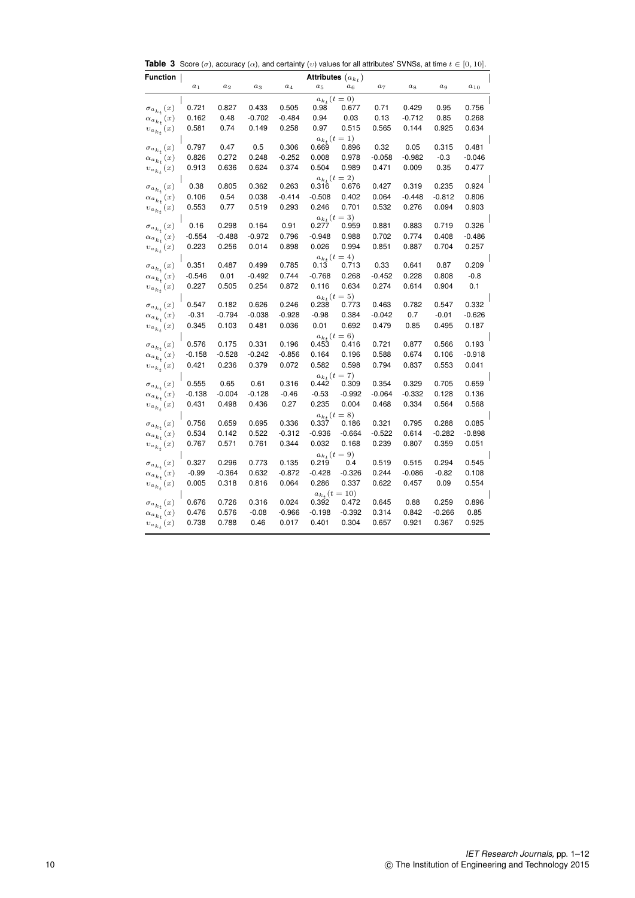**Table 3** Score ($\sigma$), accuracy ($\alpha$), and certainty ($\upsilon$) values for all attributes' SVNSs, at time $t \in [0, 10]$.

| Function | Attributes $(a_{k_t})$ | | | | | | | | | |
|---|---|---|---|---|---|---|---|---|---|---|
| | $a_1$ | $a_2$ | $a_3$ | $a_4$ | $a_5$ | $a_6$ | $a_7$ | $a_8$ | $a_9$ | $a_{10}$ |
| | $a_{k_t}(t = 0)$ | | | | | | | | | |
| $\sigma_{a_{k_t}}(x)$ | 0.721 | 0.827 | 0.433 | 0.505 | 0.98 | 0.677 | 0.71 | 0.429 | 0.95 | 0.756 |
| $\alpha_{a_{k_t}}(x)$ | 0.162 | 0.48 | -0.702 | -0.484 | 0.94 | 0.03 | 0.13 | -0.712 | 0.85 | 0.268 |
| $\upsilon_{a_{k_t}}(x)$ | 0.581 | 0.74 | 0.149 | 0.258 | 0.97 | 0.515 | 0.565 | 0.144 | 0.925 | 0.634 |
| | $a_{k_t}(t = 1)$ | | | | | | | | | |
| $\sigma_{a_{k_t}}(x)$ | 0.797 | 0.47 | 0.5 | 0.306 | 0.669 | 0.896 | 0.32 | 0.05 | 0.315 | 0.481 |
| $\alpha_{a_{k_t}}(x)$ | 0.826 | 0.272 | 0.248 | -0.252 | 0.008 | 0.978 | -0.058 | -0.982 | -0.3 | -0.046 |
| $\upsilon_{a_{k_t}}(x)$ | 0.913 | 0.636 | 0.624 | 0.374 | 0.504 | 0.989 | 0.471 | 0.009 | 0.35 | 0.477 |
| | $a_{k_t}(t = 2)$ | | | | | | | | | |
| $\sigma_{a_{k_t}}(x)$ | 0.38 | 0.805 | 0.362 | 0.263 | 0.316 | 0.676 | 0.427 | 0.319 | 0.235 | 0.924 |
| $\alpha_{a_{k_t}}(x)$ | 0.106 | 0.54 | 0.038 | -0.414 | -0.508 | 0.402 | 0.064 | -0.448 | -0.812 | 0.806 |
| $\upsilon_{a_{k_t}}(x)$ | 0.553 | 0.77 | 0.519 | 0.293 | 0.246 | 0.701 | 0.532 | 0.276 | 0.094 | 0.903 |
| | $a_{k_t}(t = 3)$ | | | | | | | | | |
| $\sigma_{a_{k_t}}(x)$ | 0.16 | 0.298 | 0.164 | 0.91 | 0.277 | 0.959 | 0.881 | 0.883 | 0.719 | 0.326 |
| $\alpha_{a_{k_t}}(x)$ | -0.554 | -0.488 | -0.972 | 0.796 | -0.948 | 0.988 | 0.702 | 0.774 | 0.408 | -0.486 |
| $\upsilon_{a_{k_t}}(x)$ | 0.223 | 0.256 | 0.014 | 0.898 | 0.026 | 0.994 | 0.851 | 0.887 | 0.704 | 0.257 |
| | $a_{k_t}(t = 4)$ | | | | | | | | | |
| $\sigma_{a_{k_t}}(x)$ | 0.351 | 0.487 | 0.499 | 0.785 | 0.13 | 0.713 | 0.33 | 0.641 | 0.87 | 0.209 |
| $\alpha_{a_{k_t}}(x)$ | -0.546 | 0.01 | -0.492 | 0.744 | -0.768 | 0.268 | -0.452 | 0.228 | 0.808 | -0.8 |
| $\upsilon_{a_{k_t}}(x)$ | 0.227 | 0.505 | 0.254 | 0.872 | 0.116 | 0.634 | 0.274 | 0.614 | 0.904 | 0.1 |
| | $a_{k_t}(t = 5)$ | | | | | | | | | |
| $\sigma_{a_{k_t}}(x)$ | 0.547 | 0.182 | 0.626 | 0.246 | 0.238 | 0.773 | 0.463 | 0.782 | 0.547 | 0.332 |
| $\alpha_{a_{k_t}}(x)$ | -0.31 | -0.794 | -0.038 | -0.928 | -0.98 | 0.384 | -0.042 | 0.7 | -0.01 | -0.626 |
| $\upsilon_{a_{k_t}}(x)$ | 0.345 | 0.103 | 0.481 | 0.036 | 0.01 | 0.692 | 0.479 | 0.85 | 0.495 | 0.187 |
| | $a_{k_t}(t = 6)$ | | | | | | | | | |
| $\sigma_{a_{k_t}}(x)$ | 0.576 | 0.175 | 0.331 | 0.196 | 0.453 | 0.416 | 0.721 | 0.877 | 0.566 | 0.193 |
| $\alpha_{a_{k_t}}(x)$ | -0.158 | -0.528 | -0.242 | -0.856 | 0.164 | 0.196 | 0.588 | 0.674 | 0.106 | -0.918 |
| $\upsilon_{a_{k_t}}(x)$ | 0.421 | 0.236 | 0.379 | 0.072 | 0.582 | 0.598 | 0.794 | 0.837 | 0.553 | 0.041 |
| | $a_{k_t}(t = 7)$ | | | | | | | | | |
| $\sigma_{a_{k_t}}(x)$ | 0.555 | 0.65 | 0.61 | 0.316 | 0.442 | 0.309 | 0.354 | 0.329 | 0.705 | 0.659 |
| $\alpha_{a_{k_t}}(x)$ | -0.138 | -0.004 | -0.128 | -0.46 | -0.53 | -0.992 | -0.064 | -0.332 | 0.128 | 0.136 |
| $\upsilon_{a_{k_t}}(x)$ | 0.431 | 0.498 | 0.436 | 0.27 | 0.235 | 0.004 | 0.468 | 0.334 | 0.564 | 0.568 |
| | $a_{k_t}(t = 8)$ | | | | | | | | | |
| $\sigma_{a_{k_t}}(x)$ | 0.756 | 0.659 | 0.695 | 0.336 | 0.337 | 0.186 | 0.321 | 0.795 | 0.288 | 0.085 |
| $\alpha_{a_{k_t}}(x)$ | 0.534 | 0.142 | 0.522 | -0.312 | -0.936 | -0.664 | -0.522 | 0.614 | -0.282 | -0.898 |
| $\upsilon_{a_{k_t}}(x)$ | 0.767 | 0.571 | 0.761 | 0.344 | 0.032 | 0.168 | 0.239 | 0.807 | 0.359 | 0.051 |
| | $a_{k_t}(t = 9)$ | | | | | | | | | |
| $\sigma_{a_{k_t}}(x)$ | 0.327 | 0.296 | 0.773 | 0.135 | 0.219 | 0.4 | 0.519 | 0.515 | 0.294 | 0.545 |
| $\alpha_{a_{k_t}}(x)$ | -0.99 | -0.364 | 0.632 | -0.872 | -0.428 | -0.326 | 0.244 | -0.086 | -0.82 | 0.108 |
| $\upsilon_{a_{k_t}}(x)$ | 0.005 | 0.318 | 0.816 | 0.064 | 0.286 | 0.337 | 0.622 | 0.457 | 0.09 | 0.554 |
| | $a_{k_t}(t = 10)$ | | | | | | | | | |
| $\sigma_{a_{k_t}}(x)$ | 0.676 | 0.726 | 0.316 | 0.024 | 0.392 | 0.472 | 0.645 | 0.88 | 0.259 | 0.896 |
| $\alpha_{a_{k_t}}(x)$ | 0.476 | 0.576 | -0.08 | -0.966 | -0.198 | -0.392 | 0.314 | 0.842 | -0.266 | 0.85 |
| $\upsilon_{a_{k_t}}(x)$ | 0.738 | 0.788 | 0.46 | 0.017 | 0.401 | 0.304 | 0.657 | 0.921 | 0.367 | 0.925 |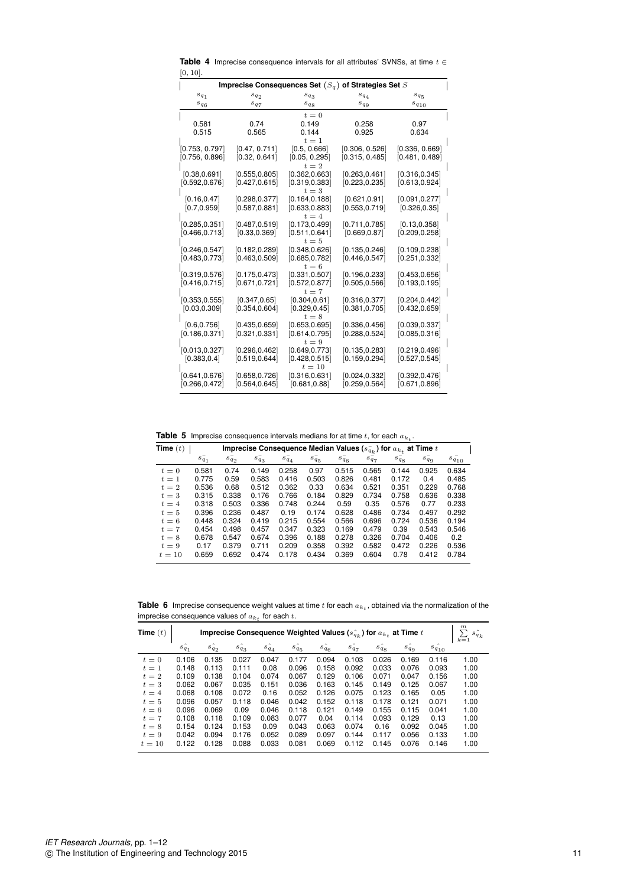**Table 4** Imprecise consequence intervals for all attributes' SVNSs, at time $t \in [0, 10]$.

| Imprecise Consequences Set $(S_q)$ of Strategies Set $S$ | | | | |
|---|---|---|---|---|
| $s_{q_1}$ | $s_{q_2}$ | $s_{q_3}$ | $s_{q_4}$ | $s_{q_5}$ |
| $s_{q_6}$ | $s_{q_7}$ | $s_{q_8}$ | $s_{q_9}$ | $s_{q_{10}}$ |
| | | $t = 0$ | | |
| 0.581 | 0.74 | 0.149 | 0.258 | 0.97 |
| 0.515 | 0.565 | 0.144 | 0.925 | 0.634 |
| | | $t = 1$ | | |
| [0.753, 0.797] | [0.47, 0.711] | [0.5, 0.666] | [0.306, 0.526] | [0.336, 0.669] |
| [0.756, 0.896] | [0.32, 0.641] | [0.05, 0.295] | [0.315, 0.485] | [0.481, 0.489] |
| | | $t = 2$ | | |
| [0.38,0.691] | [0.555,0.805] | [0.362,0.663] | [0.263,0.461] | [0.316,0.345] |
| [0.592,0.676] | [0.427,0.615] | [0.319,0.383] | [0.223,0.235] | [0.613,0.924] |
| | | $t = 3$ | | |
| [0.16,0.47] | [0.298,0.377] | [0.164,0.188] | [0.621,0.91] | [0.091,0.277] |
| [0.7,0.959] | [0.587,0.881] | [0.633,0.883] | [0.553,0.719] | [0.326,0.35] |
| | | $t = 4$ | | |
| [0.285,0.351] | [0.487,0.519] | [0.173,0.499] | [0.711,0.785] | [0.13,0.358] |
| [0.466,0.713] | [0.33,0.369] | [0.511,0.641] | [0.669,0.87] | [0.209,0.258] |
| | | $t = 5$ | | |
| [0.246,0.547] | [0.182,0.289] | [0.348,0.626] | [0.135,0.246] | [0.109,0.238] |
| [0.483,0.773] | [0.463,0.509] | [0.685,0.782] | [0.446,0.547] | [0.251,0.332] |
| | | $t = 6$ | | |
| [0.319,0.576] | [0.175,0.473] | [0.331,0.507] | [0.196,0.233] | [0.453,0.656] |
| [0.416,0.715] | [0.671,0.721] | [0.572,0.877] | [0.505,0.566] | [0.193,0.195] |
| | | $t = 7$ | | |
| [0.353,0.555] | [0.347,0.65] | [0.304,0.61] | [0.316,0.377] | [0.204,0.442] |
| [0.03,0.309] | [0.354,0.604] | [0.329,0.45] | [0.381,0.705] | [0.432,0.659] |
| | | $t = 8$ | | |
| [0.6,0.756] | [0.435,0.659] | [0.653,0.695] | [0.336,0.456] | [0.039,0.337] |
| [0.186,0.371] | [0.321,0.331] | [0.614,0.795] | [0.288,0.524] | [0.085,0.316] |
| | | $t = 9$ | | |
| [0.013,0.327] | [0.296,0.462] | [0.649,0.773] | [0.135,0.283] | [0.219,0.496] |
| [0.383,0.4] | [0.519,0.644] | [0.428,0.515] | [0.159,0.294] | [0.527,0.545] |
| | | $t = 10$ | | |
| [0.641,0.676] | [0.658,0.726] | [0.316,0.631] | [0.024,0.332] | [0.392,0.476] |
| [0.266,0.472] | [0.564,0.645] | [0.681,0.88] | [0.259,0.564] | [0.671,0.896] |

**Table 5** Imprecise consequence intervals medians for at time $t$, for each $a_{k_t}$.

| Time $(t)$ | Imprecise Consequence Median Values ($s_{\bar{q}_k}$) for $a_{k_t}$ at Time $t$ | | | | | | | | | |
|---|---|---|---|---|---|---|---|---|---|---|
| | $s_{\bar{q}_1}$ | $s_{\bar{q}_2}$ | $s_{\bar{q}_3}$ | $s_{\bar{q}_4}$ | $s_{\bar{q}_5}$ | $s_{\bar{q}_6}$ | $s_{\bar{q}_7}$ | $s_{\bar{q}_8}$ | $s_{\bar{q}_9}$ | $s_{\bar{q}_{10}}$ |
| $t = 0$ | 0.581 | 0.74 | 0.149 | 0.258 | 0.97 | 0.515 | 0.565 | 0.144 | 0.925 | 0.634 |
| $t = 1$ | 0.775 | 0.59 | 0.583 | 0.416 | 0.503 | 0.826 | 0.481 | 0.172 | 0.4 | 0.485 |
| $t = 2$ | 0.536 | 0.68 | 0.512 | 0.362 | 0.33 | 0.634 | 0.521 | 0.351 | 0.229 | 0.768 |
| $t = 3$ | 0.315 | 0.338 | 0.176 | 0.766 | 0.184 | 0.829 | 0.734 | 0.758 | 0.636 | 0.338 |
| $t = 4$ | 0.318 | 0.503 | 0.336 | 0.748 | 0.244 | 0.59 | 0.35 | 0.576 | 0.77 | 0.233 |
| $t = 5$ | 0.396 | 0.236 | 0.487 | 0.19 | 0.174 | 0.628 | 0.486 | 0.734 | 0.497 | 0.292 |
| $t = 6$ | 0.448 | 0.324 | 0.419 | 0.215 | 0.554 | 0.566 | 0.696 | 0.724 | 0.536 | 0.194 |
| $t = 7$ | 0.454 | 0.498 | 0.457 | 0.347 | 0.323 | 0.169 | 0.479 | 0.39 | 0.543 | 0.546 |
| $t = 8$ | 0.678 | 0.547 | 0.674 | 0.396 | 0.188 | 0.278 | 0.326 | 0.704 | 0.406 | 0.2 |
| $t = 9$ | 0.17 | 0.379 | 0.711 | 0.209 | 0.358 | 0.392 | 0.582 | 0.472 | 0.226 | 0.536 |
| $t = 10$ | 0.659 | 0.692 | 0.474 | 0.178 | 0.434 | 0.369 | 0.604 | 0.78 | 0.412 | 0.784 |

**Table 6** Imprecise consequence weight values at time $t$ for each $a_{k_t}$, obtained via the normalization of the imprecise consequence values of $a_{k_t}$ for each $t$.

| Time $(t)$ | Imprecise Consequence Weighted Values ($s_{\hat{q}_k}$) for $a_{k_t}$ at Time $t$ | | | | | | | | | | $\sum_{k=1}^{m} s_{\hat{q}_k}$ |
|---|---|---|---|---|---|---|---|---|---|---|---|
| | $s_{\hat{q}_1}$ | $s_{\hat{q}_2}$ | $s_{\hat{q}_3}$ | $s_{\hat{q}_4}$ | $s_{\hat{q}_5}$ | $s_{\hat{q}_6}$ | $s_{\hat{q}_7}$ | $s_{\hat{q}_8}$ | $s_{\hat{q}_9}$ | $s_{\hat{q}_{10}}$ | |
| $t = 0$ | 0.106 | 0.135 | 0.027 | 0.047 | 0.177 | 0.094 | 0.103 | 0.026 | 0.169 | 0.116 | 1.00 |
| $t = 1$ | 0.148 | 0.113 | 0.111 | 0.08 | 0.096 | 0.158 | 0.092 | 0.033 | 0.076 | 0.093 | 1.00 |
| $t = 2$ | 0.109 | 0.138 | 0.104 | 0.074 | 0.067 | 0.129 | 0.106 | 0.071 | 0.047 | 0.156 | 1.00 |
| $t = 3$ | 0.062 | 0.067 | 0.035 | 0.151 | 0.036 | 0.163 | 0.145 | 0.149 | 0.125 | 0.067 | 1.00 |
| $t = 4$ | 0.068 | 0.108 | 0.072 | 0.16 | 0.052 | 0.126 | 0.075 | 0.123 | 0.165 | 0.05 | 1.00 |
| $t = 5$ | 0.096 | 0.057 | 0.118 | 0.046 | 0.042 | 0.152 | 0.118 | 0.178 | 0.121 | 0.071 | 1.00 |
| $t = 6$ | 0.096 | 0.069 | 0.09 | 0.046 | 0.118 | 0.121 | 0.149 | 0.155 | 0.115 | 0.041 | 1.00 |
| $t = 7$ | 0.108 | 0.118 | 0.109 | 0.083 | 0.077 | 0.04 | 0.114 | 0.093 | 0.129 | 0.13 | 1.00 |
| $t = 8$ | 0.154 | 0.124 | 0.153 | 0.09 | 0.043 | 0.063 | 0.074 | 0.16 | 0.092 | 0.045 | 1.00 |
| $t = 9$ | 0.042 | 0.094 | 0.176 | 0.052 | 0.089 | 0.097 | 0.144 | 0.117 | 0.056 | 0.133 | 1.00 |
| $t = 10$ | 0.122 | 0.128 | 0.088 | 0.033 | 0.081 | 0.069 | 0.112 | 0.145 | 0.076 | 0.146 | 1.00 |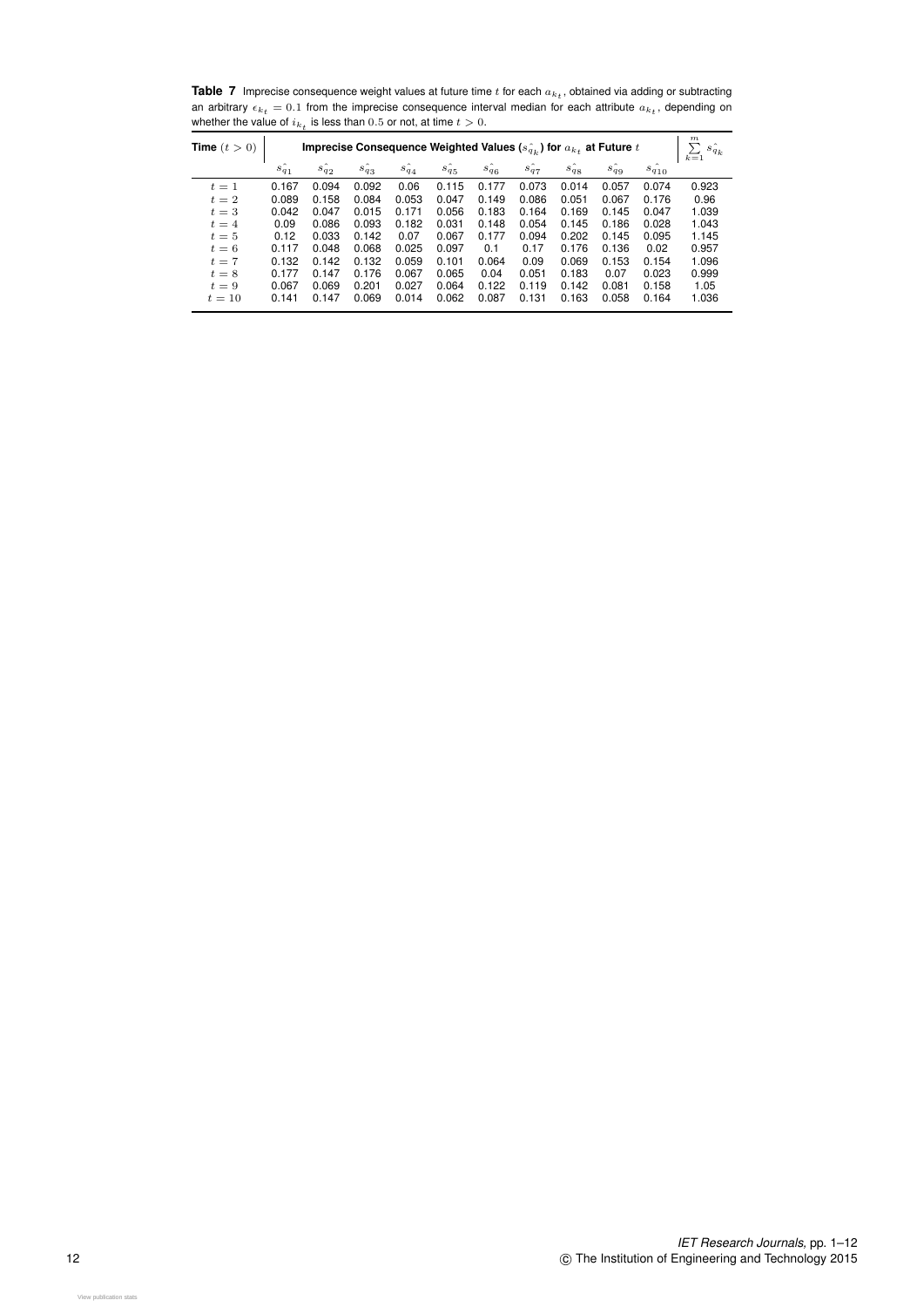**Table 7** Imprecise consequence weight values at future time $t$ for each $a_{k_t}$, obtained via adding or subtracting an arbitrary $\epsilon_{k_t} = 0.1$ from the imprecise consequence interval median for each attribute $a_{k_t}$, depending on whether the value of $i_{k_t}$ is less than $0.5$ or not, at time $t > 0$.

| **Time** $(t > 0)$ | **Imprecise Consequence Weighted Values ($s_{\hat{q_k}}$) for $a_{k_t}$ at Future $t$** | | | | | | | | | | $\sum_{k=1}^{m} s_{\hat{q_k}}$ |
|---|---|---|---|---|---|---|---|---|---|---|---|
| | $s_{\hat{q_1}}$ | $s_{\hat{q_2}}$ | $s_{\hat{q_3}}$ | $s_{\hat{q_4}}$ | $s_{\hat{q_5}}$ | $s_{\hat{q_6}}$ | $s_{\hat{q_7}}$ | $s_{\hat{q_8}}$ | $s_{\hat{q_9}}$ | $s_{\hat{q_{10}}}$ | |
| $t = 1$ | 0.167 | 0.094 | 0.092 | 0.06 | 0.115 | 0.177 | 0.073 | 0.014 | 0.057 | 0.074 | 0.923 |
| $t = 2$ | 0.089 | 0.158 | 0.084 | 0.053 | 0.047 | 0.149 | 0.086 | 0.051 | 0.067 | 0.176 | 0.96 |
| $t = 3$ | 0.042 | 0.047 | 0.015 | 0.171 | 0.056 | 0.183 | 0.164 | 0.169 | 0.145 | 0.047 | 1.039 |
| $t = 4$ | 0.09 | 0.086 | 0.093 | 0.182 | 0.031 | 0.148 | 0.054 | 0.145 | 0.186 | 0.028 | 1.043 |
| $t = 5$ | 0.12 | 0.033 | 0.142 | 0.07 | 0.067 | 0.177 | 0.094 | 0.202 | 0.145 | 0.095 | 1.145 |
| $t = 6$ | 0.117 | 0.048 | 0.068 | 0.025 | 0.097 | 0.1 | 0.17 | 0.176 | 0.136 | 0.02 | 0.957 |
| $t = 7$ | 0.132 | 0.142 | 0.132 | 0.059 | 0.101 | 0.064 | 0.09 | 0.069 | 0.153 | 0.154 | 1.096 |
| $t = 8$ | 0.177 | 0.147 | 0.176 | 0.067 | 0.065 | 0.04 | 0.051 | 0.183 | 0.07 | 0.023 | 0.999 |
| $t = 9$ | 0.067 | 0.069 | 0.201 | 0.027 | 0.064 | 0.122 | 0.119 | 0.142 | 0.081 | 0.158 | 1.05 |
| $t = 10$ | 0.141 | 0.147 | 0.069 | 0.014 | 0.062 | 0.087 | 0.131 | 0.163 | 0.058 | 0.164 | 1.036 |